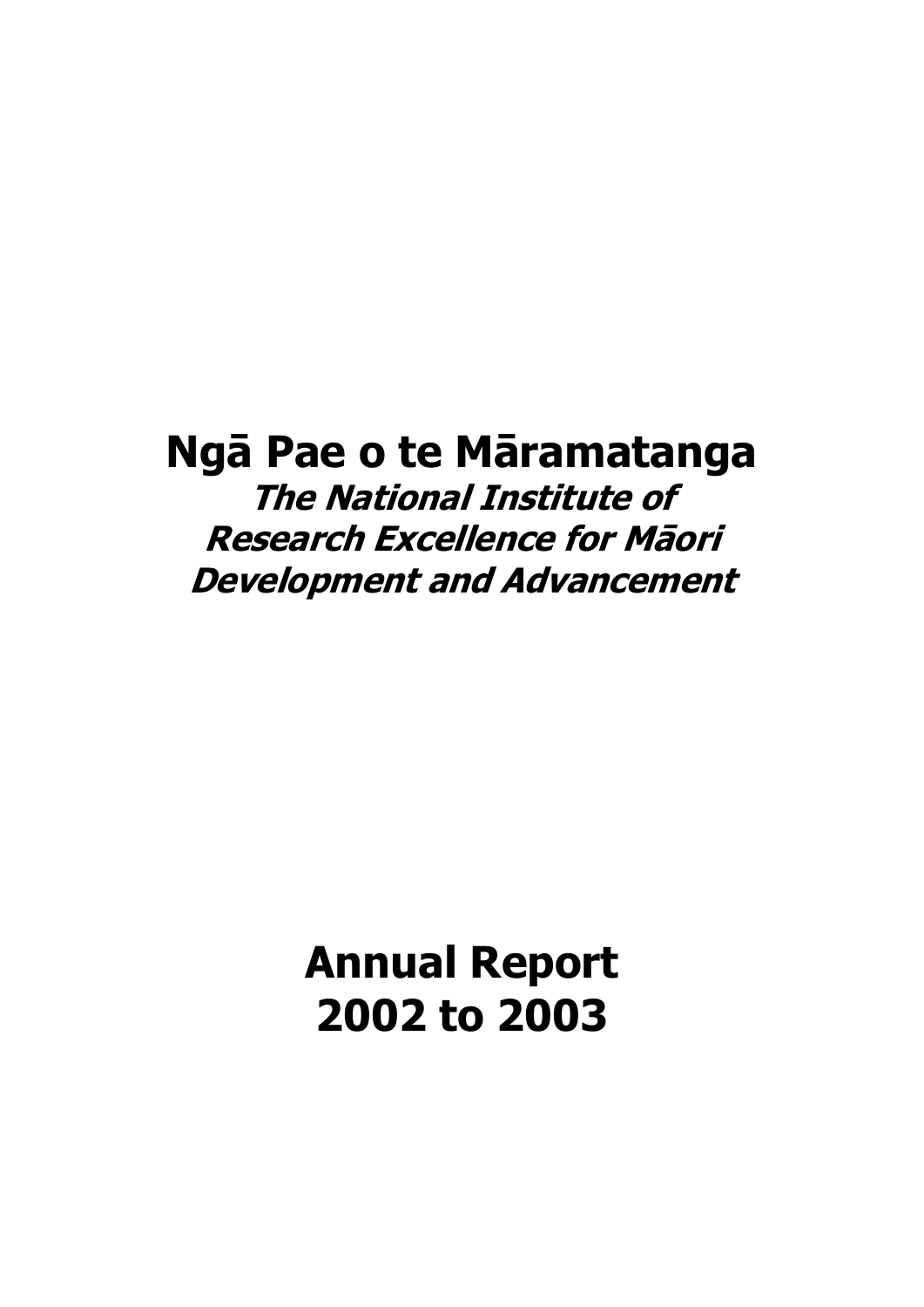# Ngā Pae o te Māramatanga

***The National Institute of Research Excellence for Māori Development and Advancement***

# Annual Report 2002 to 2003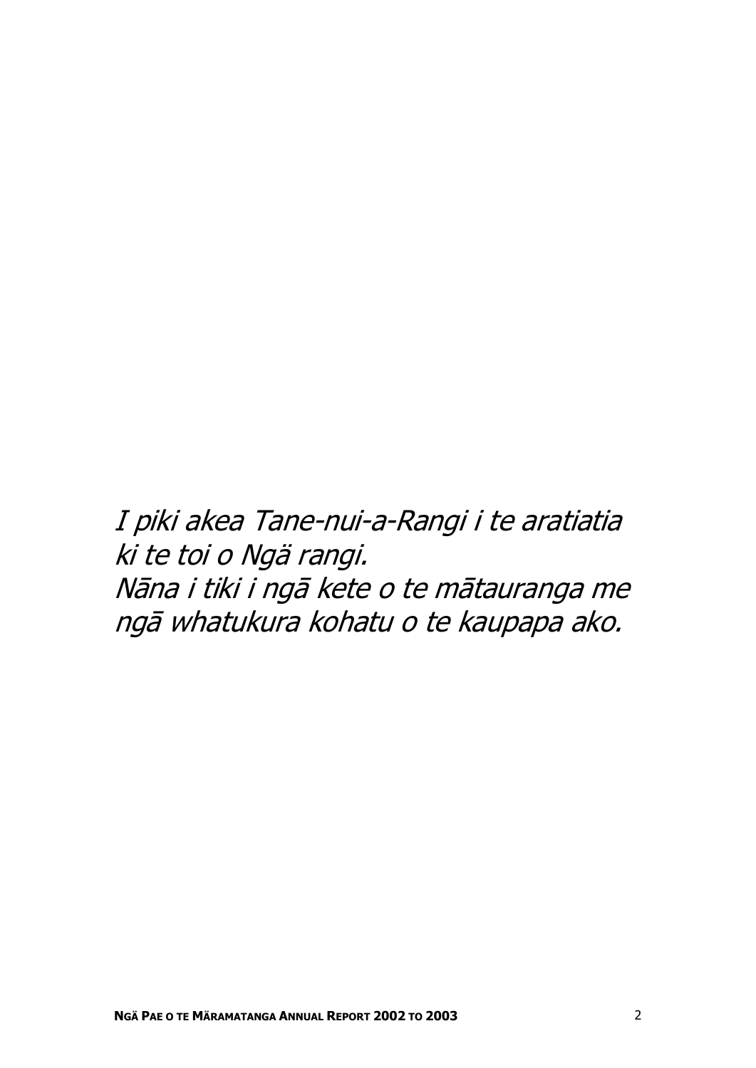*I piki akea Tane-nui-a-Rangi i te aratiatia ki te toi o Ngä rangi.*
*Nāna i tiki i ngā kete o te mātauranga me ngā whatukura kohatu o te kaupapa ako.*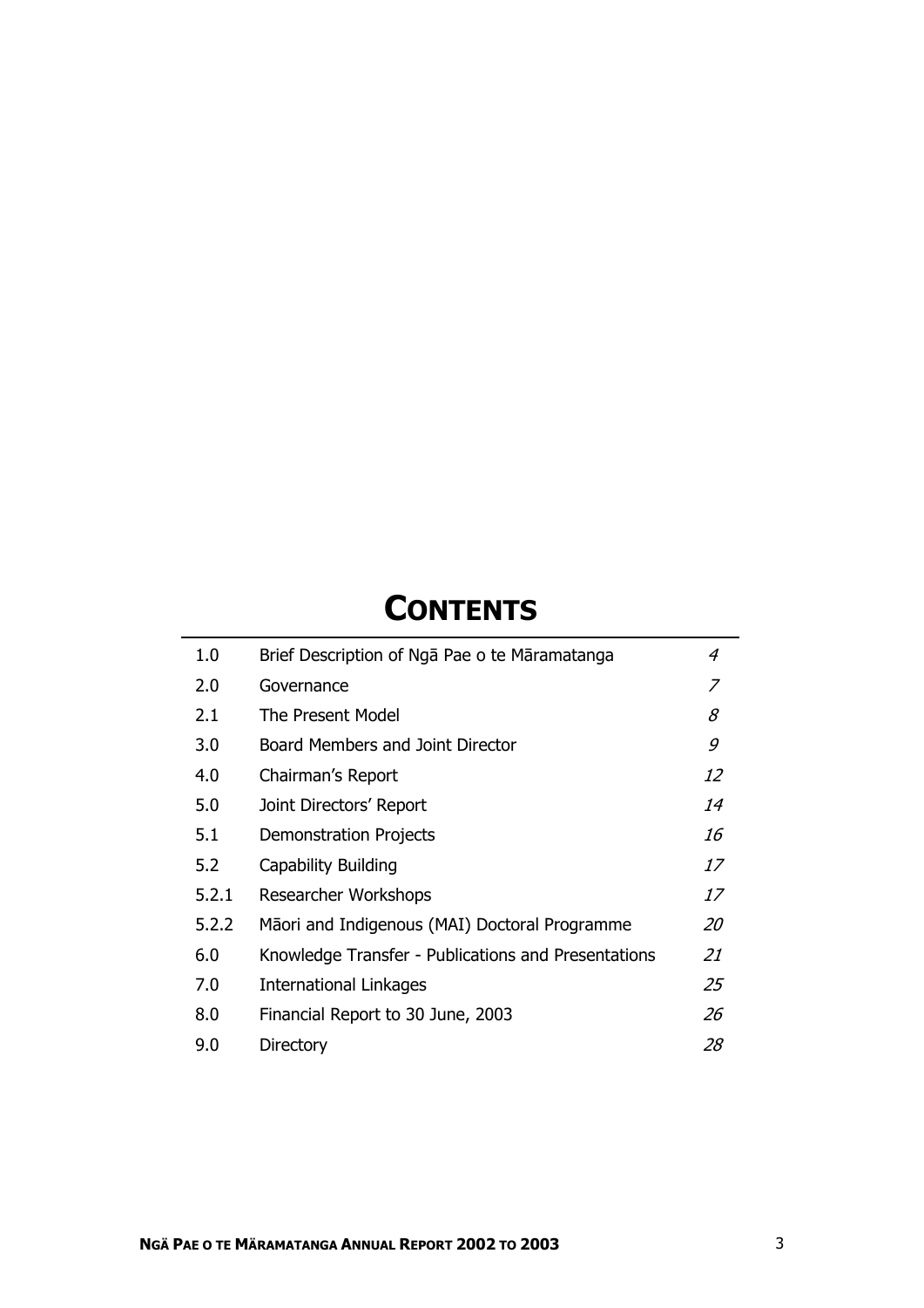# CONTENTS

| | | |
|---|---|---|
| 1.0 | Brief Description of Ngā Pae o te Māramatanga | *4* |
| 2.0 | Governance | *7* |
| 2.1 | The Present Model | *8* |
| 3.0 | Board Members and Joint Director | *9* |
| 4.0 | Chairman's Report | *12* |
| 5.0 | Joint Directors' Report | *14* |
| 5.1 | Demonstration Projects | *16* |
| 5.2 | Capability Building | *17* |
| 5.2.1 | Researcher Workshops | *17* |
| 5.2.2 | Māori and Indigenous (MAI) Doctoral Programme | *20* |
| 6.0 | Knowledge Transfer - Publications and Presentations | *21* |
| 7.0 | International Linkages | *25* |
| 8.0 | Financial Report to 30 June, 2003 | *26* |
| 9.0 | Directory | *28* |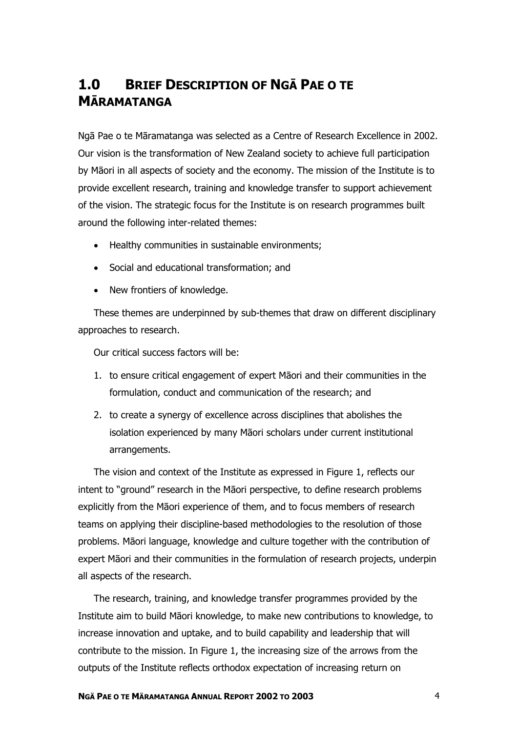# 1.0 Brief Description of Ngā Pae o te Māramatanga

Ngā Pae o te Māramatanga was selected as a Centre of Research Excellence in 2002. Our vision is the transformation of New Zealand society to achieve full participation by Māori in all aspects of society and the economy. The mission of the Institute is to provide excellent research, training and knowledge transfer to support achievement of the vision. The strategic focus for the Institute is on research programmes built around the following inter-related themes:

- Healthy communities in sustainable environments;
- Social and educational transformation; and
- New frontiers of knowledge.

These themes are underpinned by sub-themes that draw on different disciplinary approaches to research.

Our critical success factors will be:

1. to ensure critical engagement of expert Māori and their communities in the formulation, conduct and communication of the research; and
2. to create a synergy of excellence across disciplines that abolishes the isolation experienced by many Māori scholars under current institutional arrangements.

The vision and context of the Institute as expressed in Figure 1, reflects our intent to "ground" research in the Māori perspective, to define research problems explicitly from the Māori experience of them, and to focus members of research teams on applying their discipline-based methodologies to the resolution of those problems. Māori language, knowledge and culture together with the contribution of expert Māori and their communities in the formulation of research projects, underpin all aspects of the research.

The research, training, and knowledge transfer programmes provided by the Institute aim to build Māori knowledge, to make new contributions to knowledge, to increase innovation and uptake, and to build capability and leadership that will contribute to the mission. In Figure 1, the increasing size of the arrows from the outputs of the Institute reflects orthodox expectation of increasing return on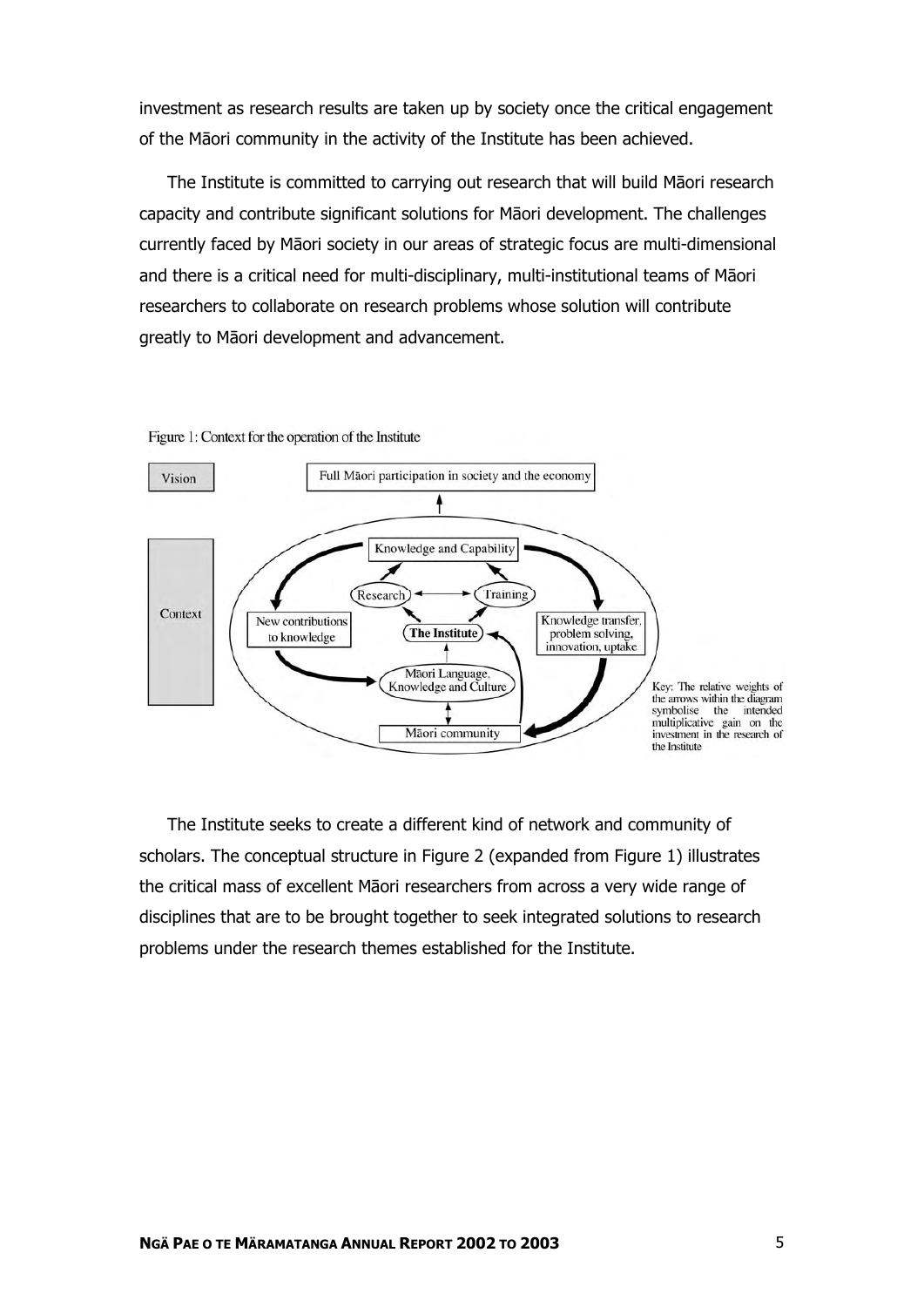investment as research results are taken up by society once the critical engagement of the Māori community in the activity of the Institute has been achieved.

The Institute is committed to carrying out research that will build Māori research capacity and contribute significant solutions for Māori development. The challenges currently faced by Māori society in our areas of strategic focus are multi-dimensional and there is a critical need for multi-disciplinary, multi-institutional teams of Māori researchers to collaborate on research problems whose solution will contribute greatly to Māori development and advancement.

Figure 1: Context for the operation of the Institute

Vision: Full Māori participation in society and the economy

Context: Knowledge and Capability; Research; Training; The Institute; New contributions to knowledge; Knowledge transfer, problem solving, innovation, uptake; Māori Language, Knowledge and Culture; Māori community

Key: The relative weights of the arrows within the diagram symbolise the intended multiplicative gain on the investment in the research of the Institute

The Institute seeks to create a different kind of network and community of scholars. The conceptual structure in Figure 2 (expanded from Figure 1) illustrates the critical mass of excellent Māori researchers from across a very wide range of disciplines that are to be brought together to seek integrated solutions to research problems under the research themes established for the Institute.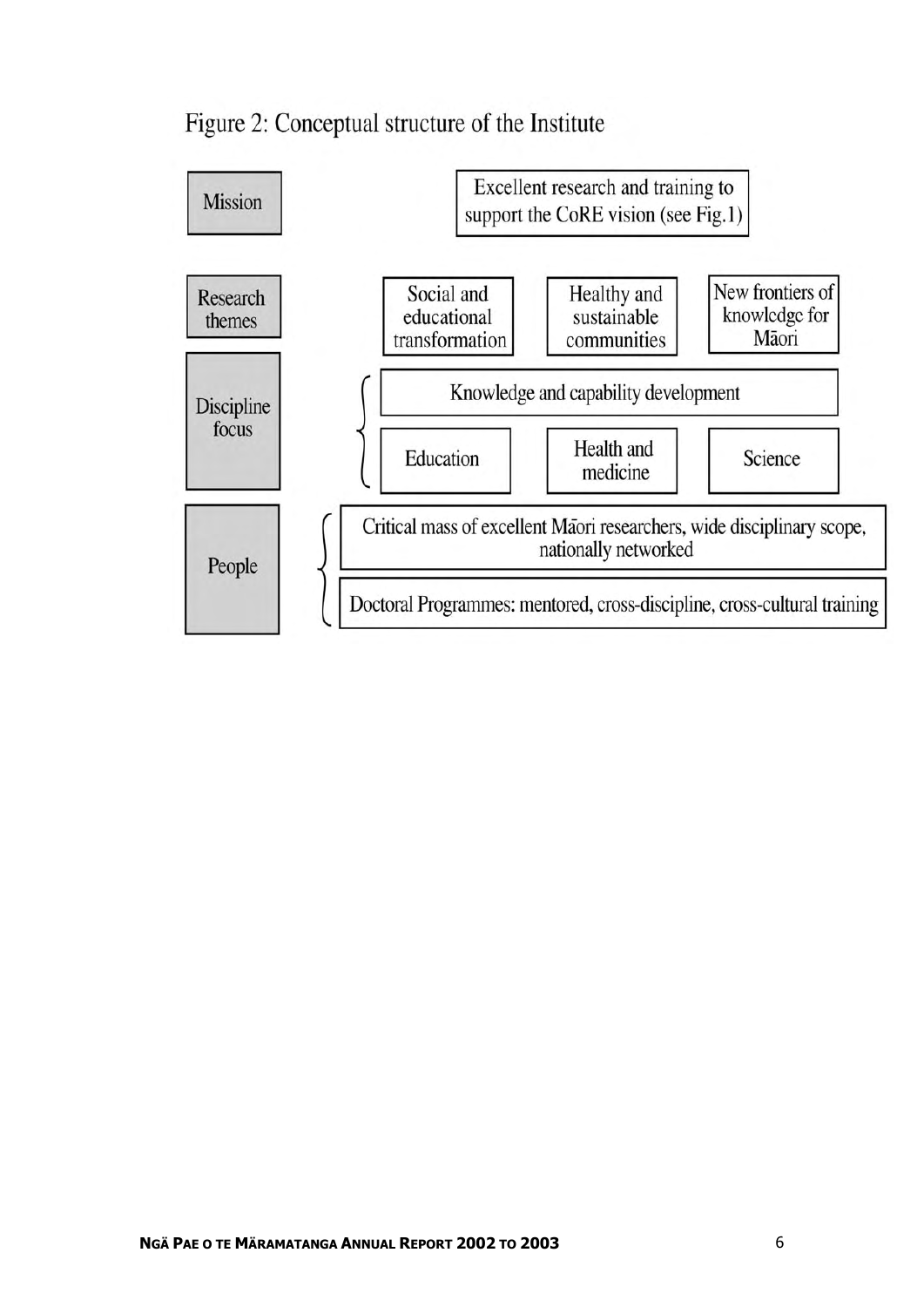Figure 2: Conceptual structure of the Institute

| | |
| --- | --- |
| **Mission** | Excellent research and training to support the CoRE vision (see Fig.1) |
| **Research themes** | Social and educational transformation; Healthy and sustainable communities; New frontiers of knowledge for Māori |
| **Discipline focus** | Knowledge and capability development; Education; Health and medicine; Science |
| **People** | Critical mass of excellent Māori researchers, wide disciplinary scope, nationally networked; Doctoral Programmes: mentored, cross-discipline, cross-cultural training |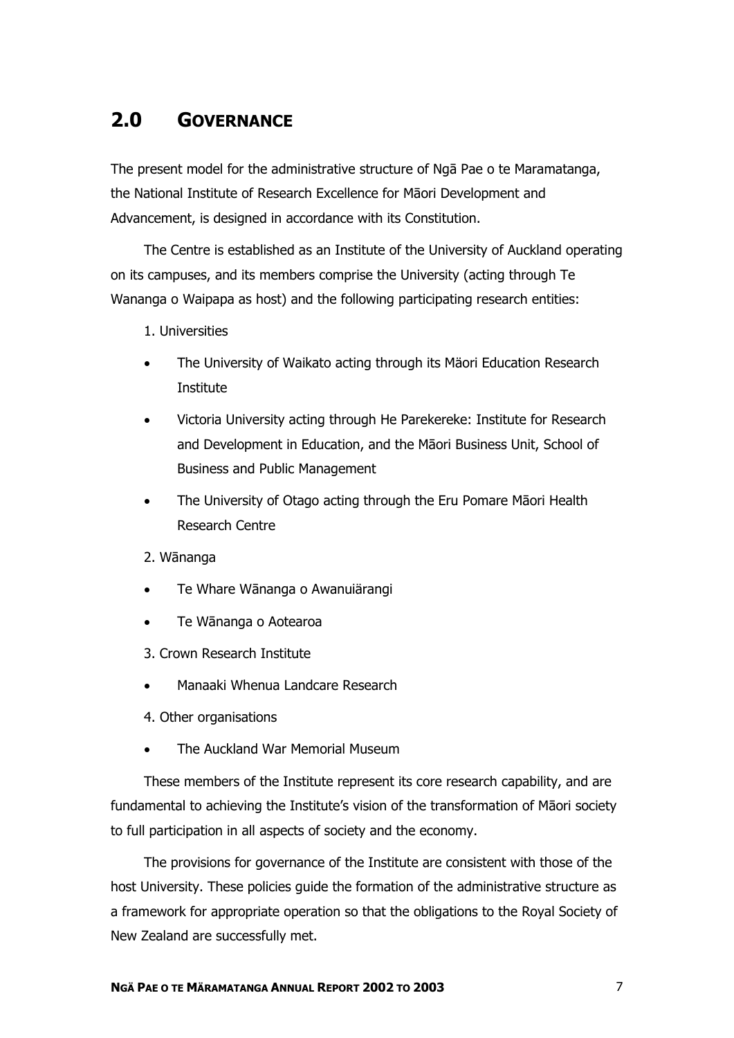## 2.0 GOVERNANCE

The present model for the administrative structure of Ngā Pae o te Maramatanga, the National Institute of Research Excellence for Māori Development and Advancement, is designed in accordance with its Constitution.

The Centre is established as an Institute of the University of Auckland operating on its campuses, and its members comprise the University (acting through Te Wananga o Waipapa as host) and the following participating research entities:

1. Universities

- The University of Waikato acting through its Mäori Education Research Institute
- Victoria University acting through He Parekereke: Institute for Research and Development in Education, and the Māori Business Unit, School of Business and Public Management
- The University of Otago acting through the Eru Pomare Māori Health Research Centre

2. Wānanga

- Te Whare Wānanga o Awanuiärangi
- Te Wānanga o Aotearoa

3. Crown Research Institute

- Manaaki Whenua Landcare Research

4. Other organisations

- The Auckland War Memorial Museum

These members of the Institute represent its core research capability, and are fundamental to achieving the Institute's vision of the transformation of Māori society to full participation in all aspects of society and the economy.

The provisions for governance of the Institute are consistent with those of the host University. These policies guide the formation of the administrative structure as a framework for appropriate operation so that the obligations to the Royal Society of New Zealand are successfully met.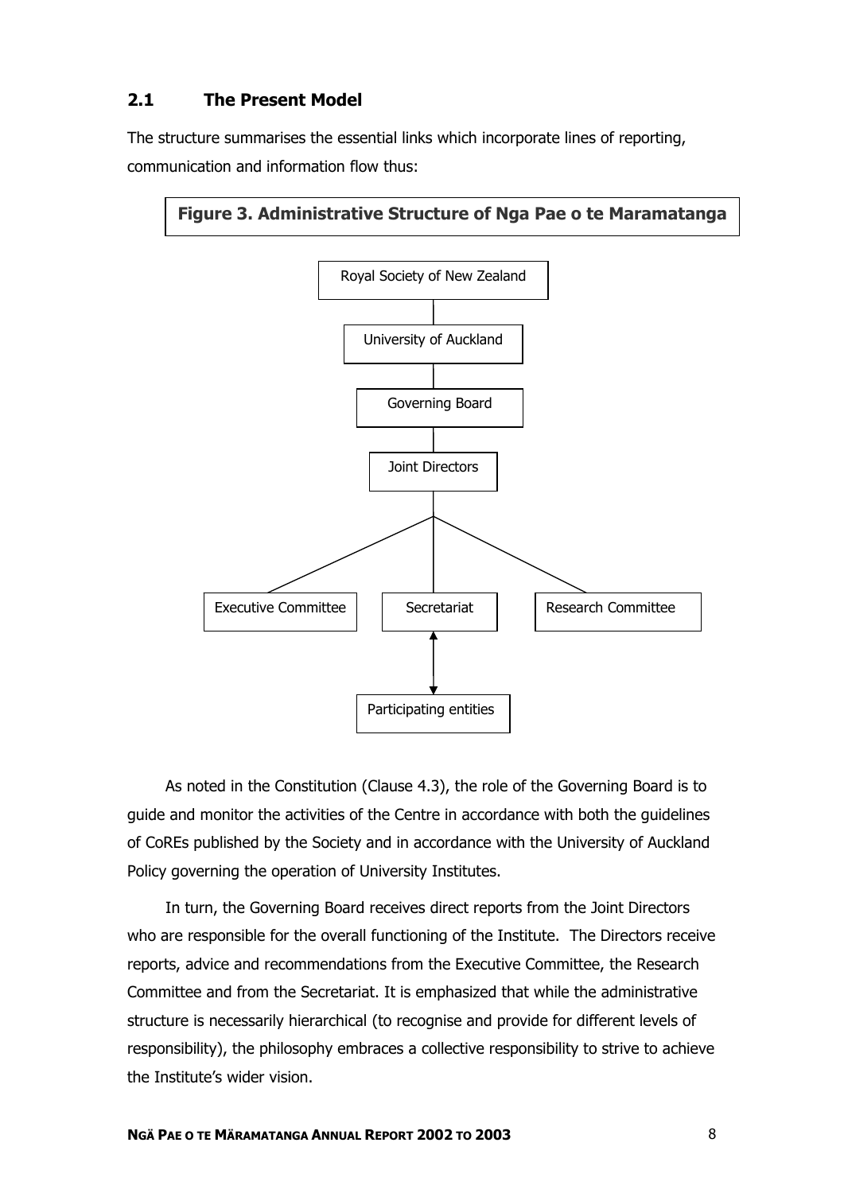## 2.1 The Present Model

The structure summarises the essential links which incorporate lines of reporting, communication and information flow thus:

**Figure 3. Administrative Structure of Nga Pae o te Maramatanga**

Royal Society of New Zealand

University of Auckland

Governing Board

Joint Directors

Executive Committee | Secretariat | Research Committee

Participating entities

As noted in the Constitution (Clause 4.3), the role of the Governing Board is to guide and monitor the activities of the Centre in accordance with both the guidelines of CoREs published by the Society and in accordance with the University of Auckland Policy governing the operation of University Institutes.

In turn, the Governing Board receives direct reports from the Joint Directors who are responsible for the overall functioning of the Institute. The Directors receive reports, advice and recommendations from the Executive Committee, the Research Committee and from the Secretariat. It is emphasized that while the administrative structure is necessarily hierarchical (to recognise and provide for different levels of responsibility), the philosophy embraces a collective responsibility to strive to achieve the Institute's wider vision.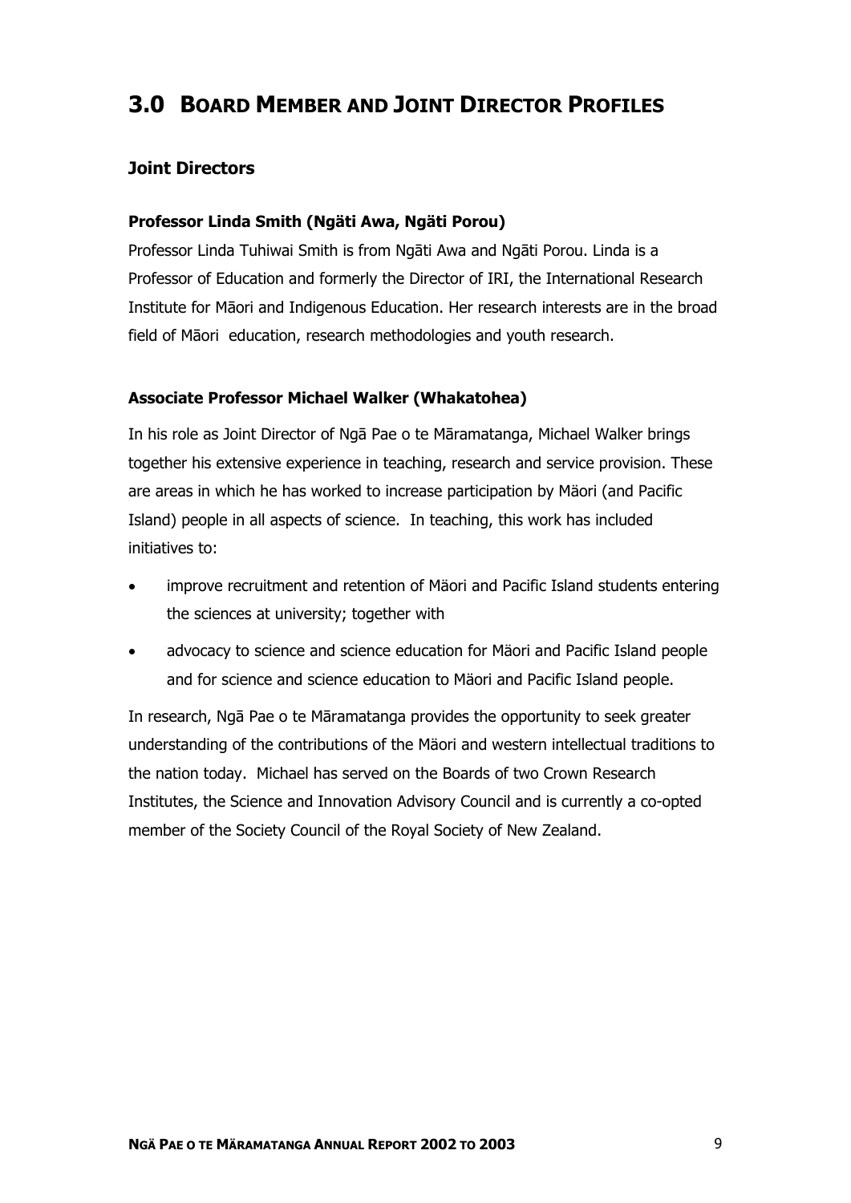# 3.0 BOARD MEMBER AND JOINT DIRECTOR PROFILES

## Joint Directors

### Professor Linda Smith (Ngäti Awa, Ngäti Porou)

Professor Linda Tuhiwai Smith is from Ngāti Awa and Ngāti Porou. Linda is a Professor of Education and formerly the Director of IRI, the International Research Institute for Māori and Indigenous Education. Her research interests are in the broad field of Māori education, research methodologies and youth research.

### Associate Professor Michael Walker (Whakatohea)

In his role as Joint Director of Ngā Pae o te Māramatanga, Michael Walker brings together his extensive experience in teaching, research and service provision. These are areas in which he has worked to increase participation by Mäori (and Pacific Island) people in all aspects of science. In teaching, this work has included initiatives to:

- improve recruitment and retention of Mäori and Pacific Island students entering the sciences at university; together with
- advocacy to science and science education for Mäori and Pacific Island people and for science and science education to Mäori and Pacific Island people.

In research, Ngā Pae o te Māramatanga provides the opportunity to seek greater understanding of the contributions of the Mäori and western intellectual traditions to the nation today. Michael has served on the Boards of two Crown Research Institutes, the Science and Innovation Advisory Council and is currently a co-opted member of the Society Council of the Royal Society of New Zealand.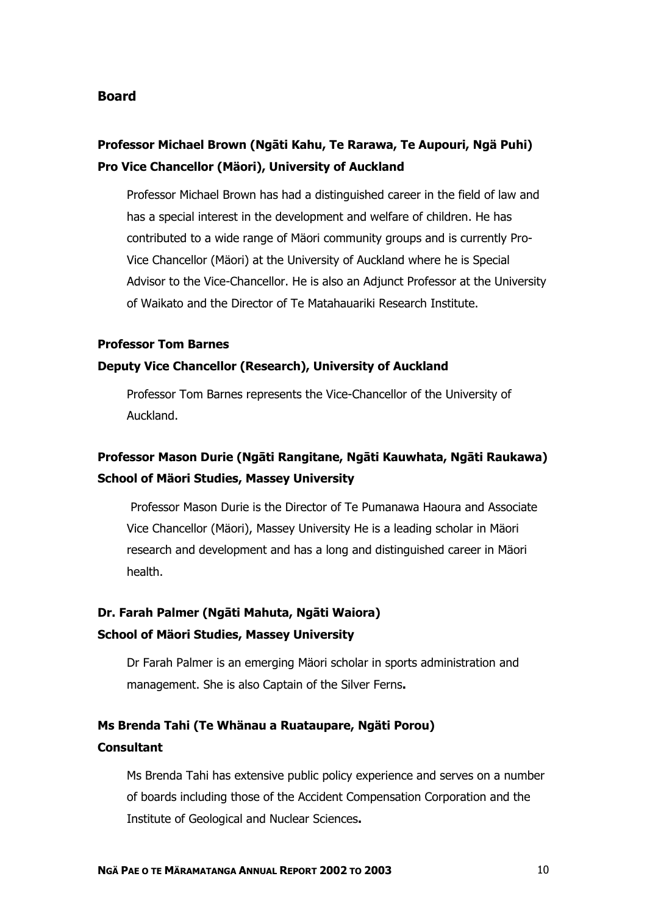## Board

**Professor Michael Brown (Ngāti Kahu, Te Rarawa, Te Aupouri, Ngä Puhi)**
**Pro Vice Chancellor (Mäori), University of Auckland**

Professor Michael Brown has had a distinguished career in the field of law and has a special interest in the development and welfare of children. He has contributed to a wide range of Mäori community groups and is currently Pro-Vice Chancellor (Mäori) at the University of Auckland where he is Special Advisor to the Vice-Chancellor. He is also an Adjunct Professor at the University of Waikato and the Director of Te Matahauariki Research Institute.

**Professor Tom Barnes**
**Deputy Vice Chancellor (Research), University of Auckland**

Professor Tom Barnes represents the Vice-Chancellor of the University of Auckland.

**Professor Mason Durie (Ngāti Rangitane, Ngāti Kauwhata, Ngāti Raukawa)**
**School of Mäori Studies, Massey University**

Professor Mason Durie is the Director of Te Pumanawa Haoura and Associate Vice Chancellor (Mäori), Massey University He is a leading scholar in Mäori research and development and has a long and distinguished career in Mäori health.

**Dr. Farah Palmer (Ngāti Mahuta, Ngāti Waiora)**
**School of Mäori Studies, Massey University**

Dr Farah Palmer is an emerging Mäori scholar in sports administration and management. She is also Captain of the Silver Ferns**.**

**Ms Brenda Tahi (Te Whänau a Ruataupare, Ngäti Porou)**
**Consultant**

Ms Brenda Tahi has extensive public policy experience and serves on a number of boards including those of the Accident Compensation Corporation and the Institute of Geological and Nuclear Sciences**.**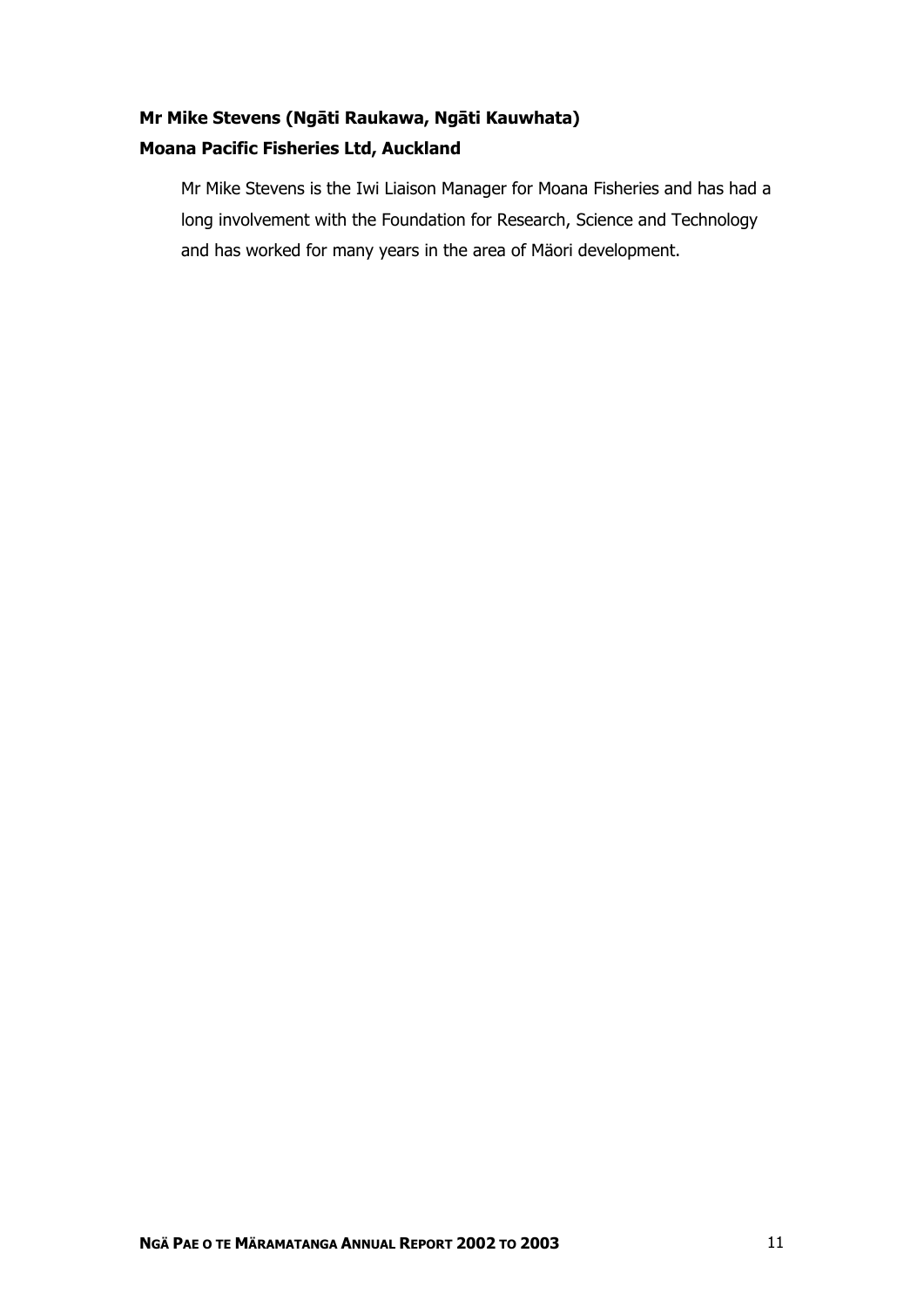**Mr Mike Stevens (Ngāti Raukawa, Ngāti Kauwhata)**
**Moana Pacific Fisheries Ltd, Auckland**

Mr Mike Stevens is the Iwi Liaison Manager for Moana Fisheries and has had a long involvement with the Foundation for Research, Science and Technology and has worked for many years in the area of Mäori development.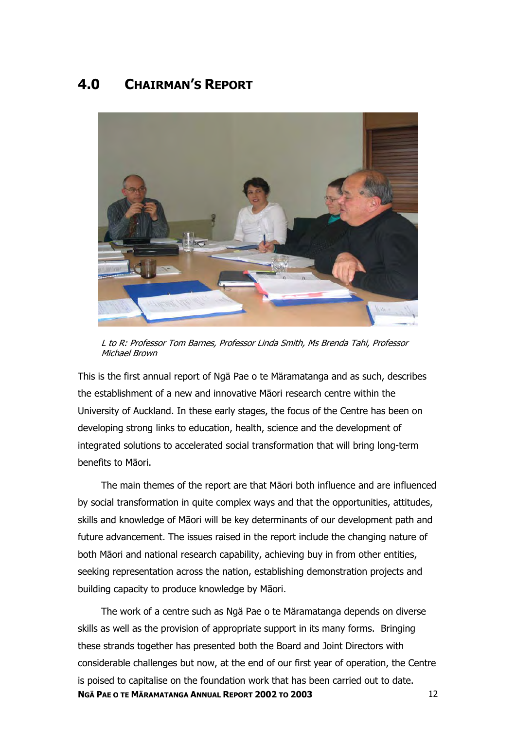# 4.0 CHAIRMAN'S REPORT

*L to R: Professor Tom Barnes, Professor Linda Smith, Ms Brenda Tahi, Professor Michael Brown*

This is the first annual report of Ngä Pae o te Märamatanga and as such, describes the establishment of a new and innovative Māori research centre within the University of Auckland. In these early stages, the focus of the Centre has been on developing strong links to education, health, science and the development of integrated solutions to accelerated social transformation that will bring long-term benefits to Māori.

The main themes of the report are that Māori both influence and are influenced by social transformation in quite complex ways and that the opportunities, attitudes, skills and knowledge of Māori will be key determinants of our development path and future advancement. The issues raised in the report include the changing nature of both Māori and national research capability, achieving buy in from other entities, seeking representation across the nation, establishing demonstration projects and building capacity to produce knowledge by Māori.

The work of a centre such as Ngä Pae o te Märamatanga depends on diverse skills as well as the provision of appropriate support in its many forms. Bringing these strands together has presented both the Board and Joint Directors with considerable challenges but now, at the end of our first year of operation, the Centre is poised to capitalise on the foundation work that has been carried out to date.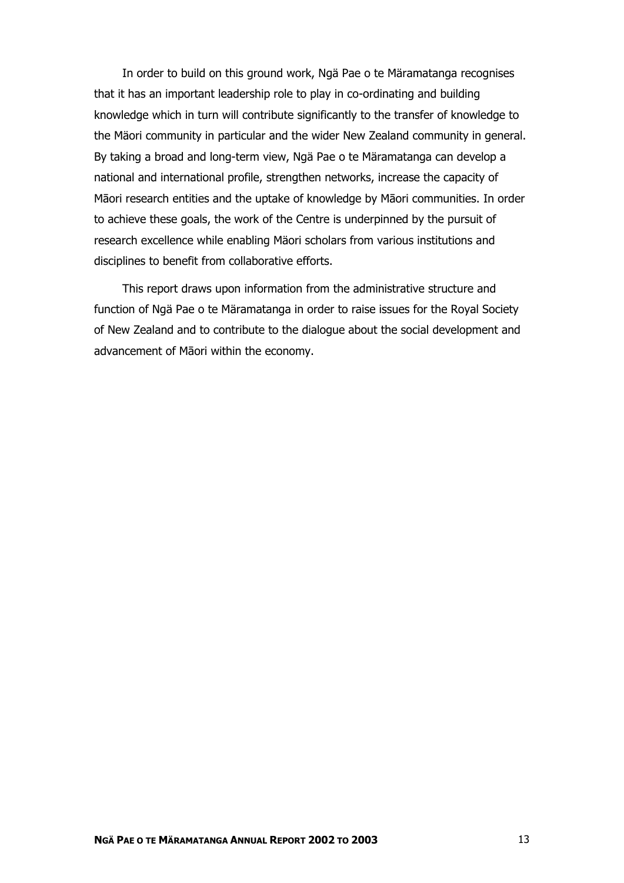In order to build on this ground work, Ngä Pae o te Märamatanga recognises that it has an important leadership role to play in co-ordinating and building knowledge which in turn will contribute significantly to the transfer of knowledge to the Mäori community in particular and the wider New Zealand community in general. By taking a broad and long-term view, Ngä Pae o te Märamatanga can develop a national and international profile, strengthen networks, increase the capacity of Māori research entities and the uptake of knowledge by Māori communities. In order to achieve these goals, the work of the Centre is underpinned by the pursuit of research excellence while enabling Mäori scholars from various institutions and disciplines to benefit from collaborative efforts.

This report draws upon information from the administrative structure and function of Ngä Pae o te Märamatanga in order to raise issues for the Royal Society of New Zealand and to contribute to the dialogue about the social development and advancement of Māori within the economy.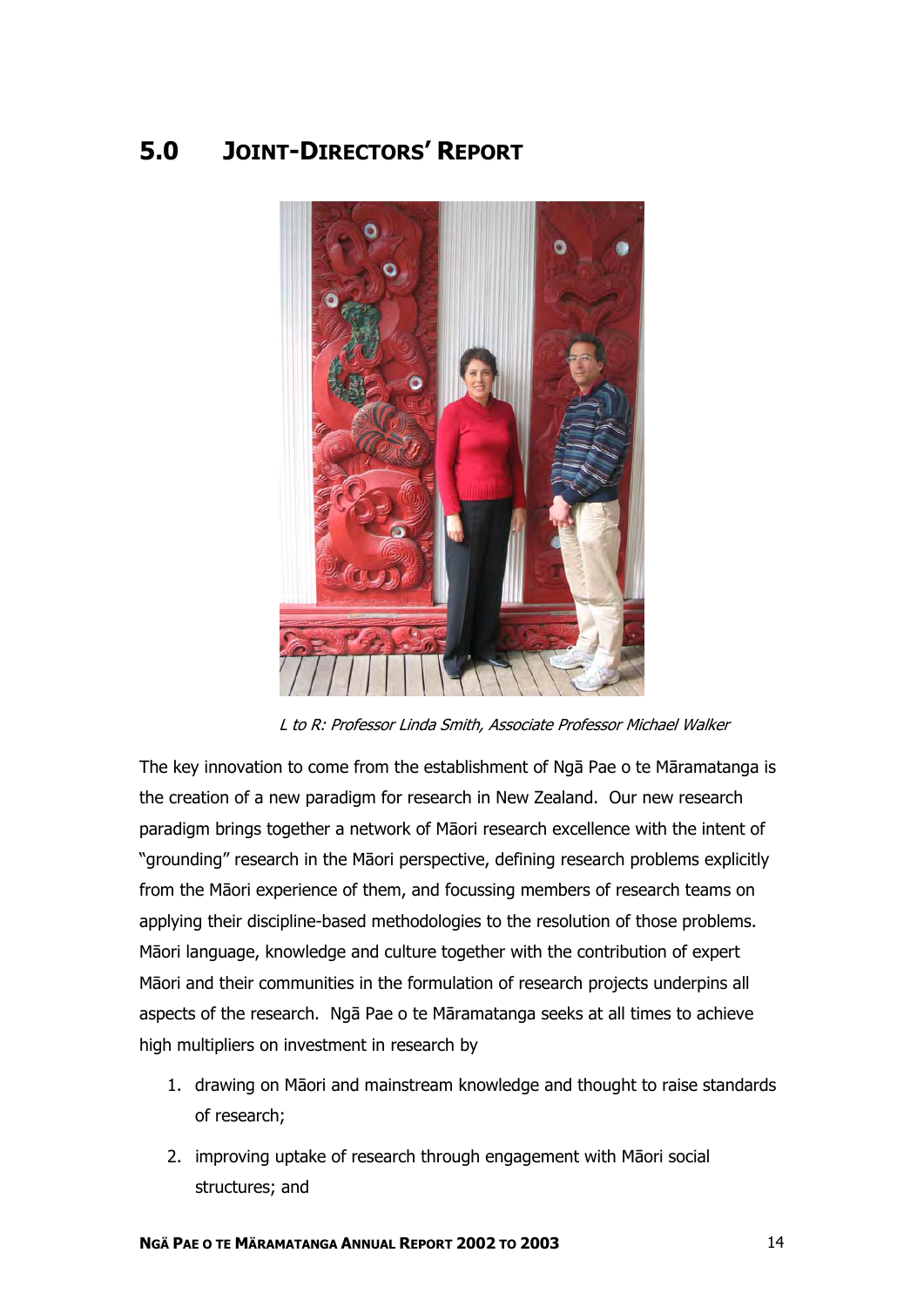# 5.0 JOINT-DIRECTORS' REPORT

*L to R: Professor Linda Smith, Associate Professor Michael Walker*

The key innovation to come from the establishment of Ngā Pae o te Māramatanga is the creation of a new paradigm for research in New Zealand. Our new research paradigm brings together a network of Māori research excellence with the intent of "grounding" research in the Māori perspective, defining research problems explicitly from the Māori experience of them, and focussing members of research teams on applying their discipline-based methodologies to the resolution of those problems. Māori language, knowledge and culture together with the contribution of expert Māori and their communities in the formulation of research projects underpins all aspects of the research. Ngā Pae o te Māramatanga seeks at all times to achieve high multipliers on investment in research by

1. drawing on Māori and mainstream knowledge and thought to raise standards of research;
2. improving uptake of research through engagement with Māori social structures; and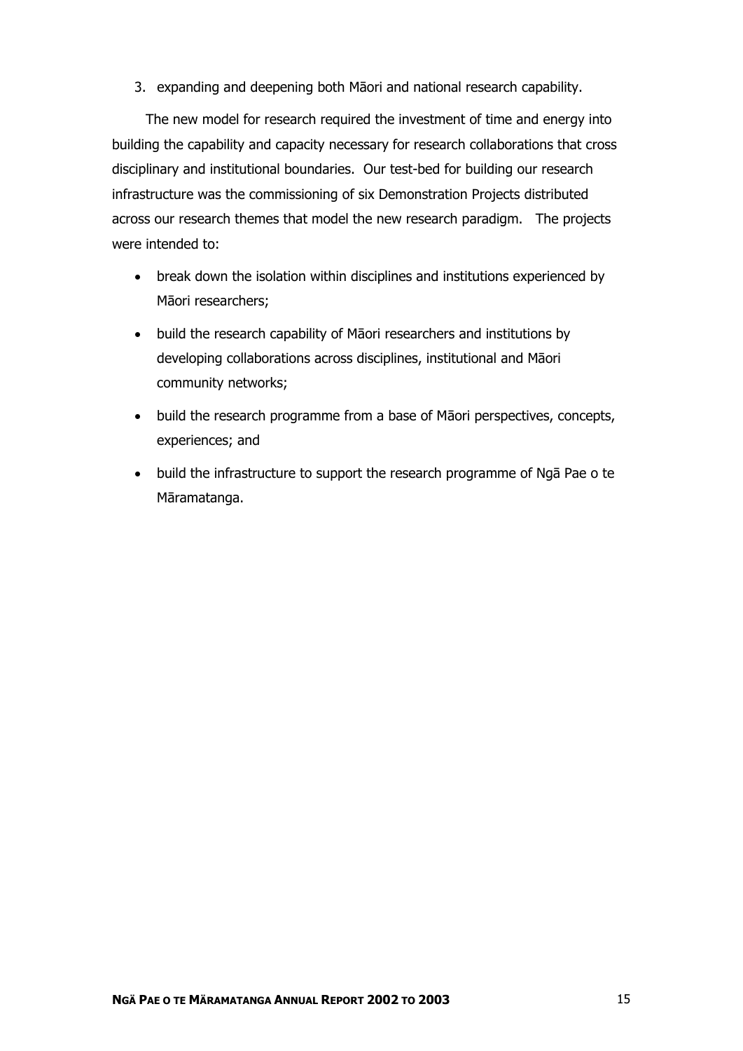3. expanding and deepening both Māori and national research capability.

The new model for research required the investment of time and energy into building the capability and capacity necessary for research collaborations that cross disciplinary and institutional boundaries. Our test-bed for building our research infrastructure was the commissioning of six Demonstration Projects distributed across our research themes that model the new research paradigm. The projects were intended to:

- break down the isolation within disciplines and institutions experienced by Māori researchers;
- build the research capability of Māori researchers and institutions by developing collaborations across disciplines, institutional and Māori community networks;
- build the research programme from a base of Māori perspectives, concepts, experiences; and
- build the infrastructure to support the research programme of Ngā Pae o te Māramatanga.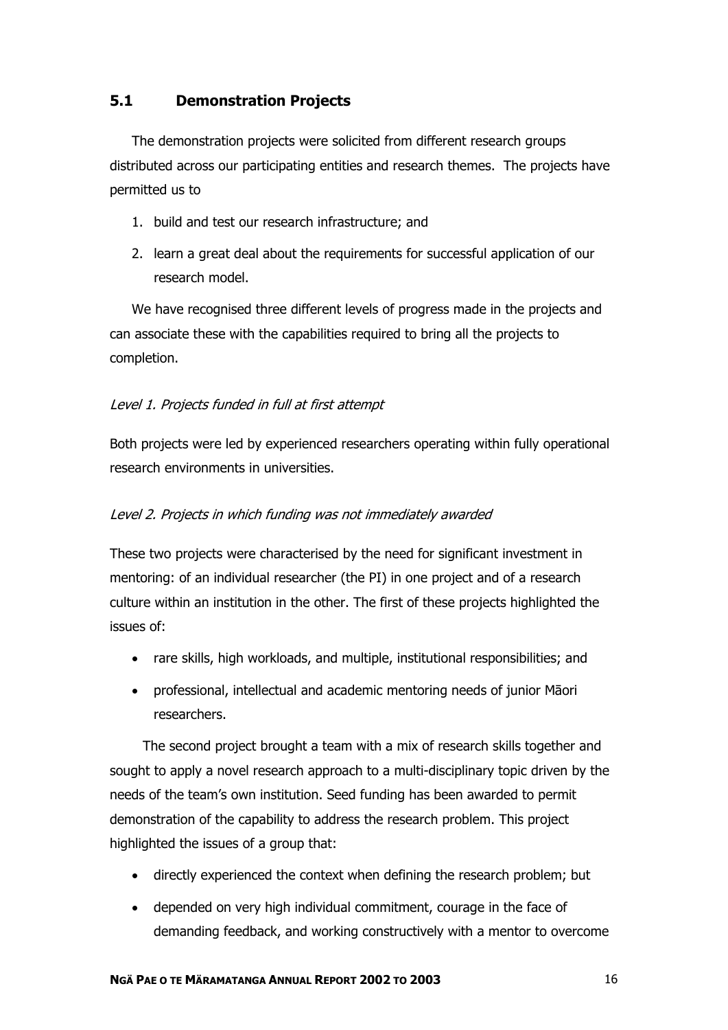## 5.1 Demonstration Projects

The demonstration projects were solicited from different research groups distributed across our participating entities and research themes. The projects have permitted us to

1. build and test our research infrastructure; and
2. learn a great deal about the requirements for successful application of our research model.

We have recognised three different levels of progress made in the projects and can associate these with the capabilities required to bring all the projects to completion.

*Level 1. Projects funded in full at first attempt*

Both projects were led by experienced researchers operating within fully operational research environments in universities.

*Level 2. Projects in which funding was not immediately awarded*

These two projects were characterised by the need for significant investment in mentoring: of an individual researcher (the PI) in one project and of a research culture within an institution in the other. The first of these projects highlighted the issues of:

- rare skills, high workloads, and multiple, institutional responsibilities; and
- professional, intellectual and academic mentoring needs of junior Māori researchers.

The second project brought a team with a mix of research skills together and sought to apply a novel research approach to a multi-disciplinary topic driven by the needs of the team's own institution. Seed funding has been awarded to permit demonstration of the capability to address the research problem. This project highlighted the issues of a group that:

- directly experienced the context when defining the research problem; but
- depended on very high individual commitment, courage in the face of demanding feedback, and working constructively with a mentor to overcome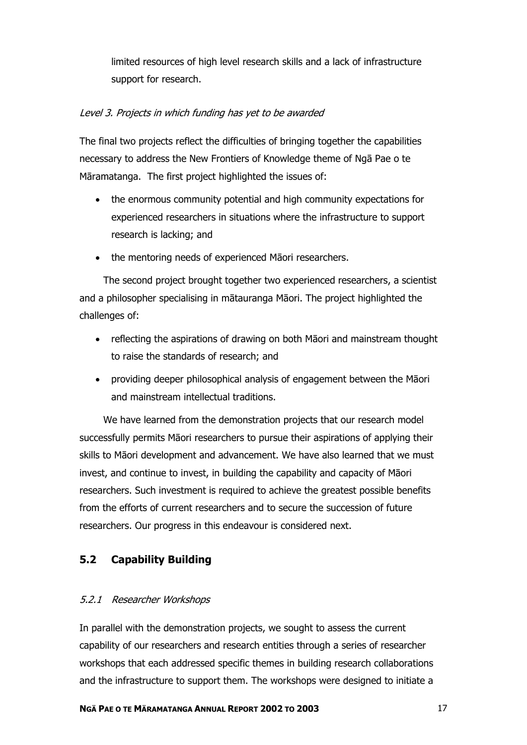limited resources of high level research skills and a lack of infrastructure support for research.

*Level 3. Projects in which funding has yet to be awarded*

The final two projects reflect the difficulties of bringing together the capabilities necessary to address the New Frontiers of Knowledge theme of Ngā Pae o te Māramatanga. The first project highlighted the issues of:

- the enormous community potential and high community expectations for experienced researchers in situations where the infrastructure to support research is lacking; and
- the mentoring needs of experienced Māori researchers.

The second project brought together two experienced researchers, a scientist and a philosopher specialising in mātauranga Māori. The project highlighted the challenges of:

- reflecting the aspirations of drawing on both Māori and mainstream thought to raise the standards of research; and
- providing deeper philosophical analysis of engagement between the Māori and mainstream intellectual traditions.

We have learned from the demonstration projects that our research model successfully permits Māori researchers to pursue their aspirations of applying their skills to Māori development and advancement. We have also learned that we must invest, and continue to invest, in building the capability and capacity of Māori researchers. Such investment is required to achieve the greatest possible benefits from the efforts of current researchers and to secure the succession of future researchers. Our progress in this endeavour is considered next.

## 5.2 Capability Building

### *5.2.1 Researcher Workshops*

In parallel with the demonstration projects, we sought to assess the current capability of our researchers and research entities through a series of researcher workshops that each addressed specific themes in building research collaborations and the infrastructure to support them. The workshops were designed to initiate a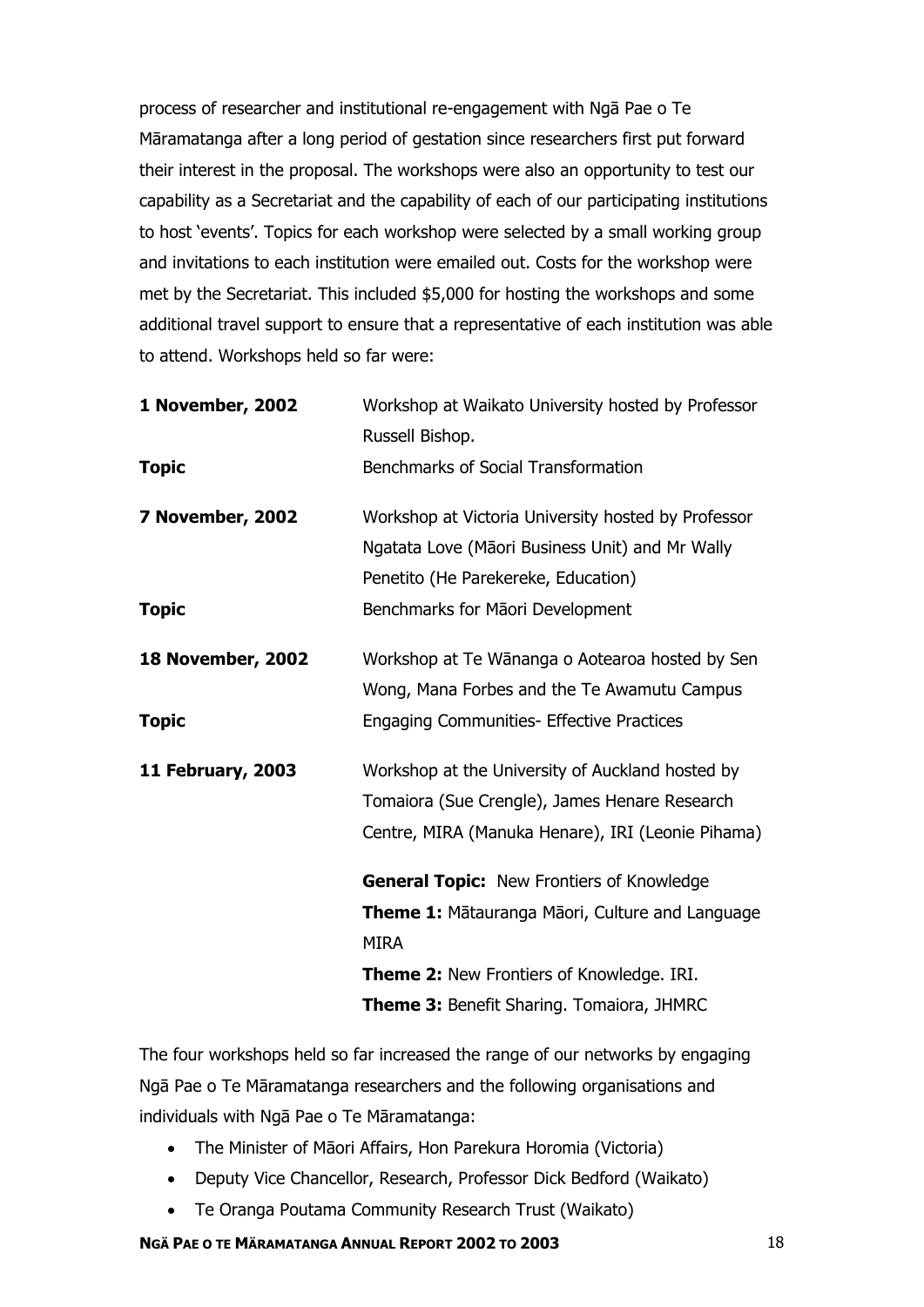process of researcher and institutional re-engagement with Ngā Pae o Te Māramatanga after a long period of gestation since researchers first put forward their interest in the proposal. The workshops were also an opportunity to test our capability as a Secretariat and the capability of each of our participating institutions to host 'events'. Topics for each workshop were selected by a small working group and invitations to each institution were emailed out. Costs for the workshop were met by the Secretariat. This included $5,000 for hosting the workshops and some additional travel support to ensure that a representative of each institution was able to attend. Workshops held so far were:

| | |
|---|---|
| **1 November, 2002** | Workshop at Waikato University hosted by Professor Russell Bishop. |
| **Topic** | Benchmarks of Social Transformation |
| **7 November, 2002** | Workshop at Victoria University hosted by Professor Ngatata Love (Māori Business Unit) and Mr Wally Penetito (He Parekereke, Education) |
| **Topic** | Benchmarks for Māori Development |
| **18 November, 2002** | Workshop at Te Wānanga o Aotearoa hosted by Sen Wong, Mana Forbes and the Te Awamutu Campus |
| **Topic** | Engaging Communities- Effective Practices |
| **11 February, 2003** | Workshop at the University of Auckland hosted by Tomaiora (Sue Crengle), James Henare Research Centre, MIRA (Manuka Henare), IRI (Leonie Pihama) |
| | **General Topic:** New Frontiers of Knowledge<br>**Theme 1:** Mātauranga Māori, Culture and Language MIRA<br>**Theme 2:** New Frontiers of Knowledge. IRI.<br>**Theme 3:** Benefit Sharing. Tomaiora, JHMRC |

The four workshops held so far increased the range of our networks by engaging Ngā Pae o Te Māramatanga researchers and the following organisations and individuals with Ngā Pae o Te Māramatanga:

- The Minister of Māori Affairs, Hon Parekura Horomia (Victoria)
- Deputy Vice Chancellor, Research, Professor Dick Bedford (Waikato)
- Te Oranga Poutama Community Research Trust (Waikato)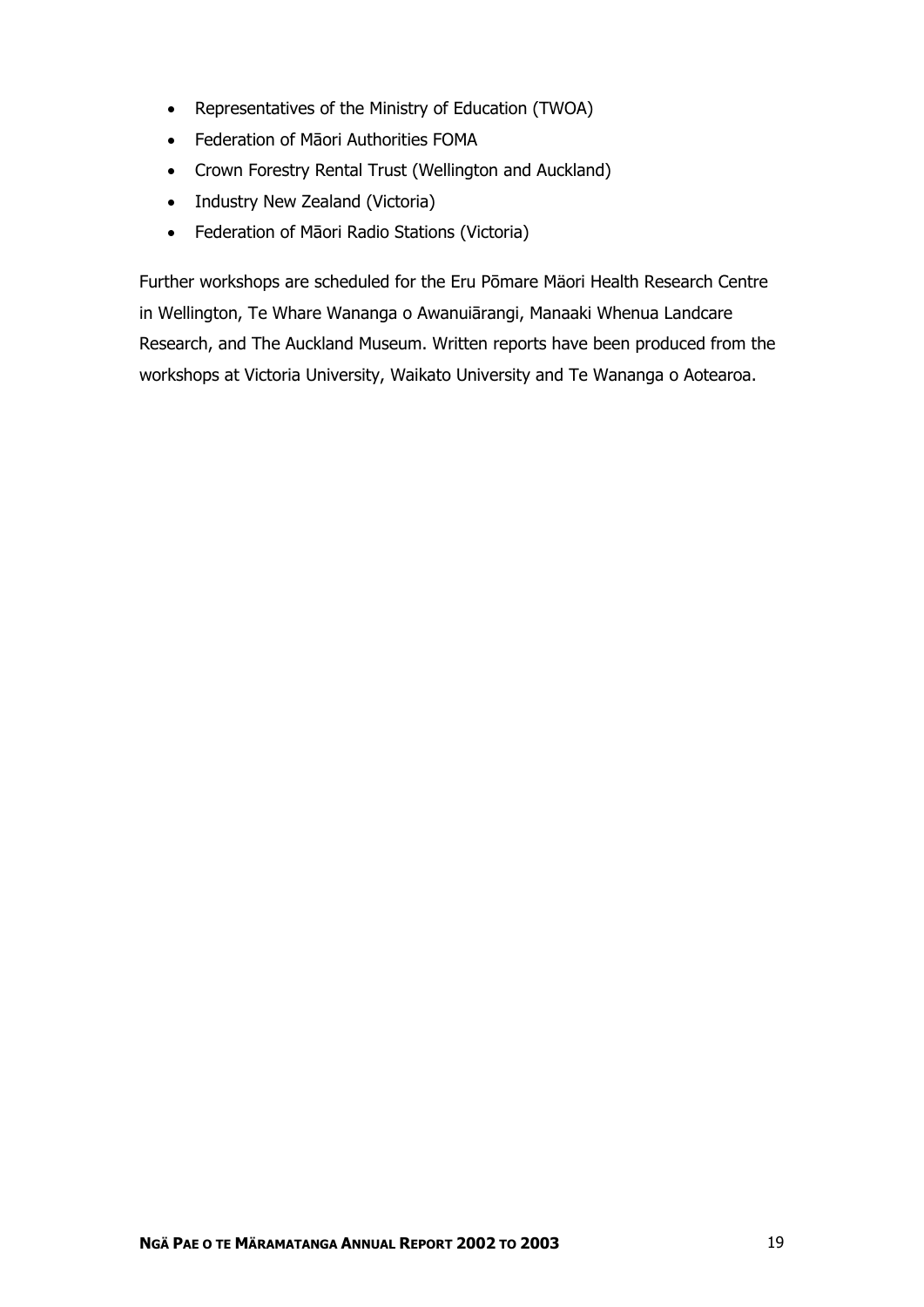- Representatives of the Ministry of Education (TWOA)
- Federation of Māori Authorities FOMA
- Crown Forestry Rental Trust (Wellington and Auckland)
- Industry New Zealand (Victoria)
- Federation of Māori Radio Stations (Victoria)

Further workshops are scheduled for the Eru Pōmare Mäori Health Research Centre in Wellington, Te Whare Wananga o Awanuiārangi, Manaaki Whenua Landcare Research, and The Auckland Museum. Written reports have been produced from the workshops at Victoria University, Waikato University and Te Wananga o Aotearoa.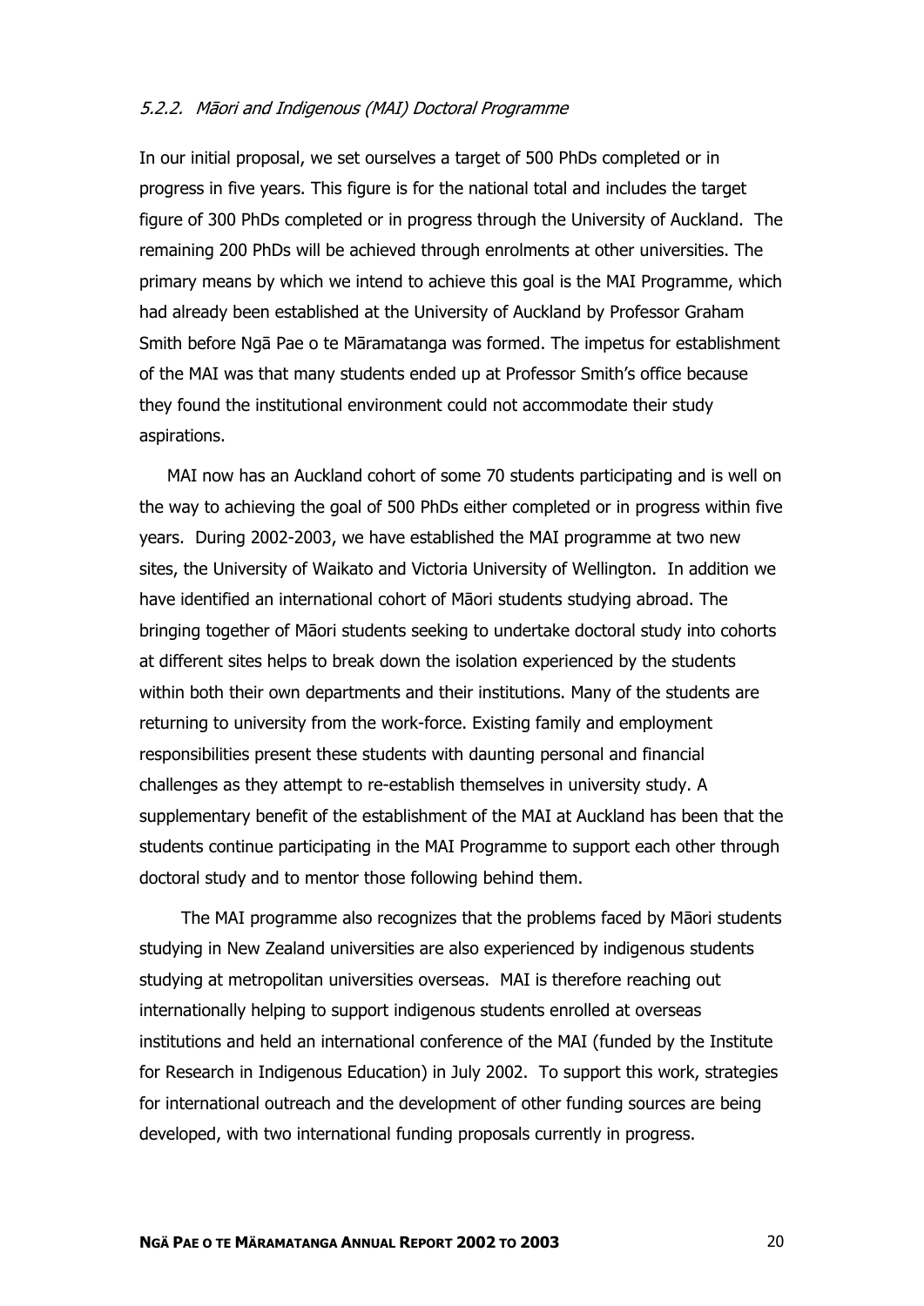### *5.2.2. Māori and Indigenous (MAI) Doctoral Programme*

In our initial proposal, we set ourselves a target of 500 PhDs completed or in progress in five years. This figure is for the national total and includes the target figure of 300 PhDs completed or in progress through the University of Auckland. The remaining 200 PhDs will be achieved through enrolments at other universities. The primary means by which we intend to achieve this goal is the MAI Programme, which had already been established at the University of Auckland by Professor Graham Smith before Ngā Pae o te Māramatanga was formed. The impetus for establishment of the MAI was that many students ended up at Professor Smith's office because they found the institutional environment could not accommodate their study aspirations.

MAI now has an Auckland cohort of some 70 students participating and is well on the way to achieving the goal of 500 PhDs either completed or in progress within five years. During 2002-2003, we have established the MAI programme at two new sites, the University of Waikato and Victoria University of Wellington. In addition we have identified an international cohort of Māori students studying abroad. The bringing together of Māori students seeking to undertake doctoral study into cohorts at different sites helps to break down the isolation experienced by the students within both their own departments and their institutions. Many of the students are returning to university from the work-force. Existing family and employment responsibilities present these students with daunting personal and financial challenges as they attempt to re-establish themselves in university study. A supplementary benefit of the establishment of the MAI at Auckland has been that the students continue participating in the MAI Programme to support each other through doctoral study and to mentor those following behind them.

The MAI programme also recognizes that the problems faced by Māori students studying in New Zealand universities are also experienced by indigenous students studying at metropolitan universities overseas. MAI is therefore reaching out internationally helping to support indigenous students enrolled at overseas institutions and held an international conference of the MAI (funded by the Institute for Research in Indigenous Education) in July 2002. To support this work, strategies for international outreach and the development of other funding sources are being developed, with two international funding proposals currently in progress.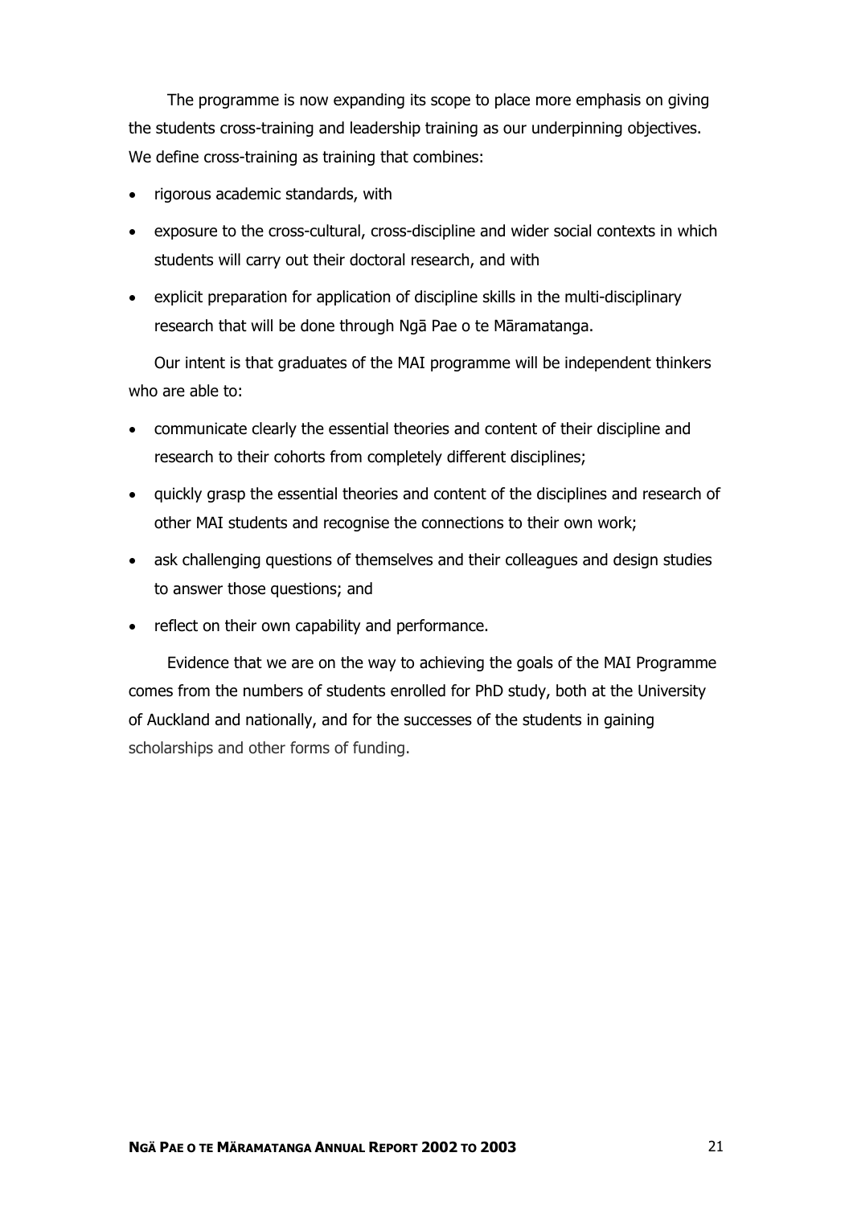The programme is now expanding its scope to place more emphasis on giving the students cross-training and leadership training as our underpinning objectives. We define cross-training as training that combines:

- rigorous academic standards, with
- exposure to the cross-cultural, cross-discipline and wider social contexts in which students will carry out their doctoral research, and with
- explicit preparation for application of discipline skills in the multi-disciplinary research that will be done through Ngā Pae o te Māramatanga.

Our intent is that graduates of the MAI programme will be independent thinkers who are able to:

- communicate clearly the essential theories and content of their discipline and research to their cohorts from completely different disciplines;
- quickly grasp the essential theories and content of the disciplines and research of other MAI students and recognise the connections to their own work;
- ask challenging questions of themselves and their colleagues and design studies to answer those questions; and
- reflect on their own capability and performance.

Evidence that we are on the way to achieving the goals of the MAI Programme comes from the numbers of students enrolled for PhD study, both at the University of Auckland and nationally, and for the successes of the students in gaining scholarships and other forms of funding.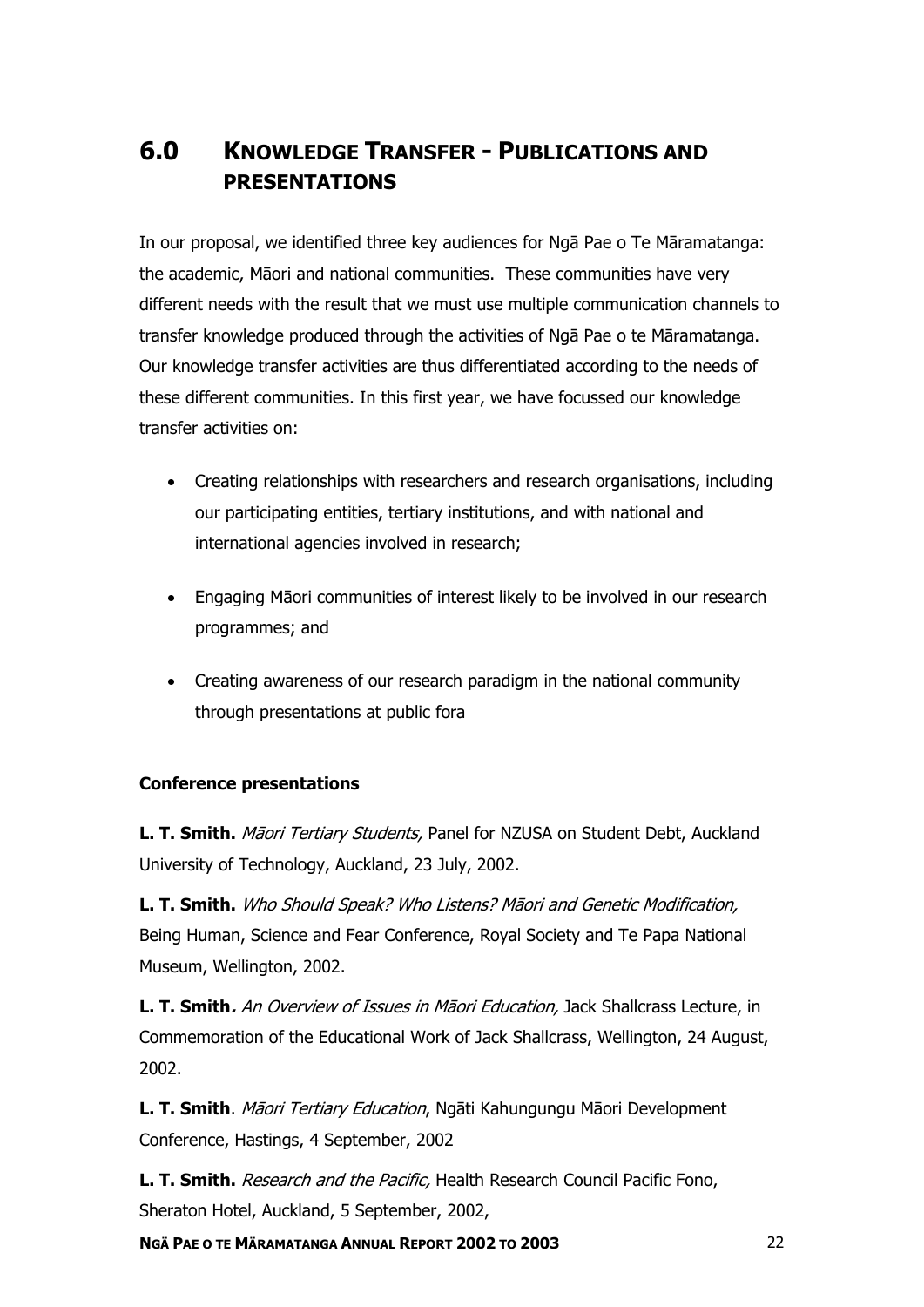# 6.0 KNOWLEDGE TRANSFER - PUBLICATIONS AND PRESENTATIONS

In our proposal, we identified three key audiences for Ngā Pae o Te Māramatanga: the academic, Māori and national communities. These communities have very different needs with the result that we must use multiple communication channels to transfer knowledge produced through the activities of Ngā Pae o te Māramatanga. Our knowledge transfer activities are thus differentiated according to the needs of these different communities. In this first year, we have focussed our knowledge transfer activities on:

- Creating relationships with researchers and research organisations, including our participating entities, tertiary institutions, and with national and international agencies involved in research;
- Engaging Māori communities of interest likely to be involved in our research programmes; and
- Creating awareness of our research paradigm in the national community through presentations at public fora

**Conference presentations**

**L. T. Smith.** *Māori Tertiary Students,* Panel for NZUSA on Student Debt, Auckland University of Technology, Auckland, 23 July, 2002.

**L. T. Smith.** *Who Should Speak? Who Listens? Māori and Genetic Modification,* Being Human, Science and Fear Conference, Royal Society and Te Papa National Museum, Wellington, 2002.

**L. T. Smith.** *An Overview of Issues in Māori Education,* Jack Shallcrass Lecture, in Commemoration of the Educational Work of Jack Shallcrass, Wellington, 24 August, 2002.

**L. T. Smith**. *Māori Tertiary Education*, Ngāti Kahungungu Māori Development Conference, Hastings, 4 September, 2002

**L. T. Smith.** *Research and the Pacific,* Health Research Council Pacific Fono, Sheraton Hotel, Auckland, 5 September, 2002,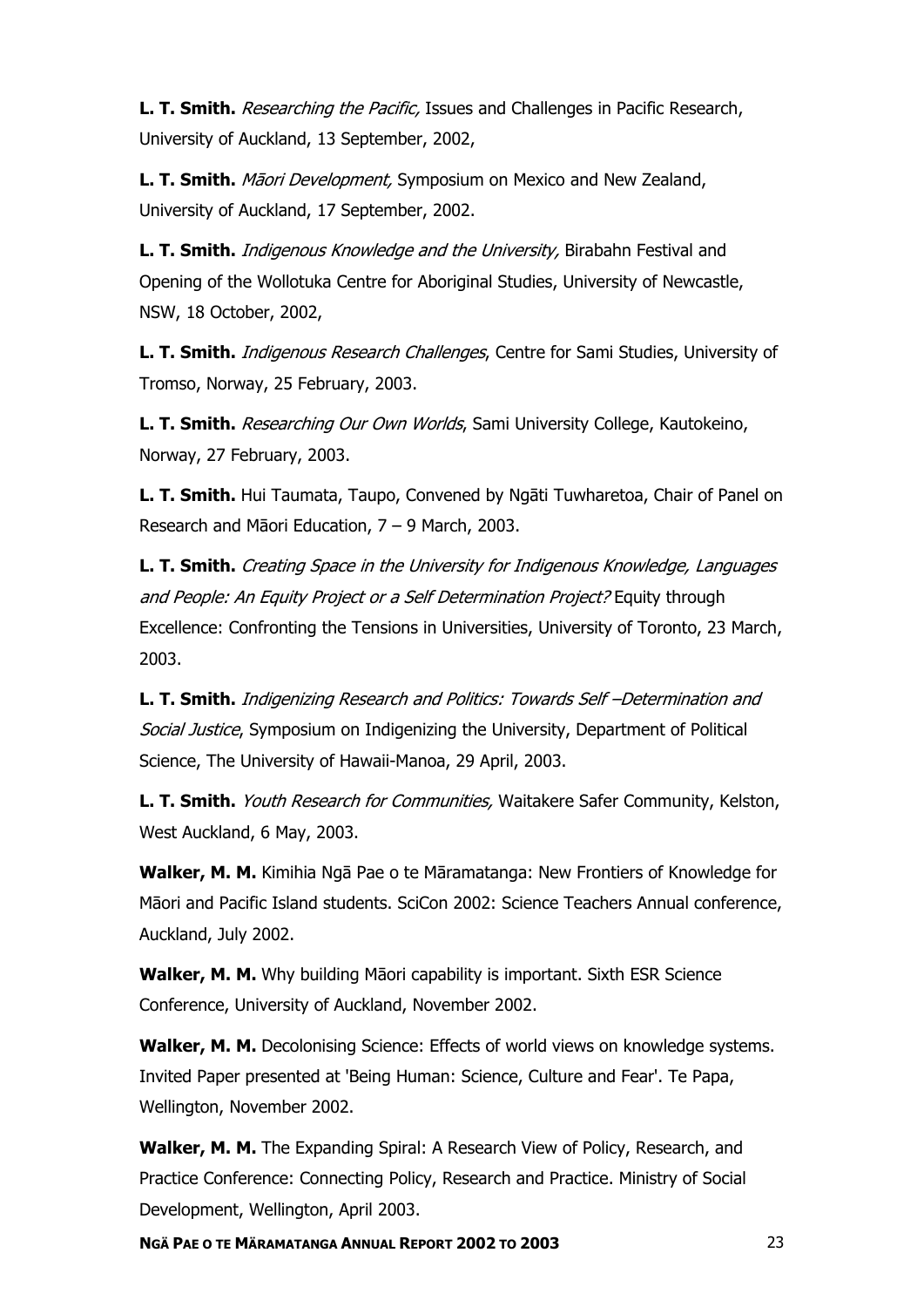**L. T. Smith.** *Researching the Pacific,* Issues and Challenges in Pacific Research, University of Auckland, 13 September, 2002,

**L. T. Smith.** *Māori Development,* Symposium on Mexico and New Zealand, University of Auckland, 17 September, 2002.

**L. T. Smith.** *Indigenous Knowledge and the University,* Birabahn Festival and Opening of the Wollotuka Centre for Aboriginal Studies, University of Newcastle, NSW, 18 October, 2002,

**L. T. Smith.** *Indigenous Research Challenges*, Centre for Sami Studies, University of Tromso, Norway, 25 February, 2003.

**L. T. Smith.** *Researching Our Own Worlds*, Sami University College, Kautokeino, Norway, 27 February, 2003.

**L. T. Smith.** Hui Taumata, Taupo, Convened by Ngāti Tuwharetoa, Chair of Panel on Research and Māori Education, 7 – 9 March, 2003.

**L. T. Smith.** *Creating Space in the University for Indigenous Knowledge, Languages and People: An Equity Project or a Self Determination Project?* Equity through Excellence: Confronting the Tensions in Universities, University of Toronto, 23 March, 2003.

**L. T. Smith.** *Indigenizing Research and Politics: Towards Self –Determination and Social Justice*, Symposium on Indigenizing the University, Department of Political Science, The University of Hawaii-Manoa, 29 April, 2003.

**L. T. Smith.** *Youth Research for Communities,* Waitakere Safer Community, Kelston, West Auckland, 6 May, 2003.

**Walker, M. M.** Kimihia Ngā Pae o te Māramatanga: New Frontiers of Knowledge for Māori and Pacific Island students. SciCon 2002: Science Teachers Annual conference, Auckland, July 2002.

**Walker, M. M.** Why building Māori capability is important. Sixth ESR Science Conference, University of Auckland, November 2002.

**Walker, M. M.** Decolonising Science: Effects of world views on knowledge systems. Invited Paper presented at 'Being Human: Science, Culture and Fear'. Te Papa, Wellington, November 2002.

**Walker, M. M.** The Expanding Spiral: A Research View of Policy, Research, and Practice Conference: Connecting Policy, Research and Practice. Ministry of Social Development, Wellington, April 2003.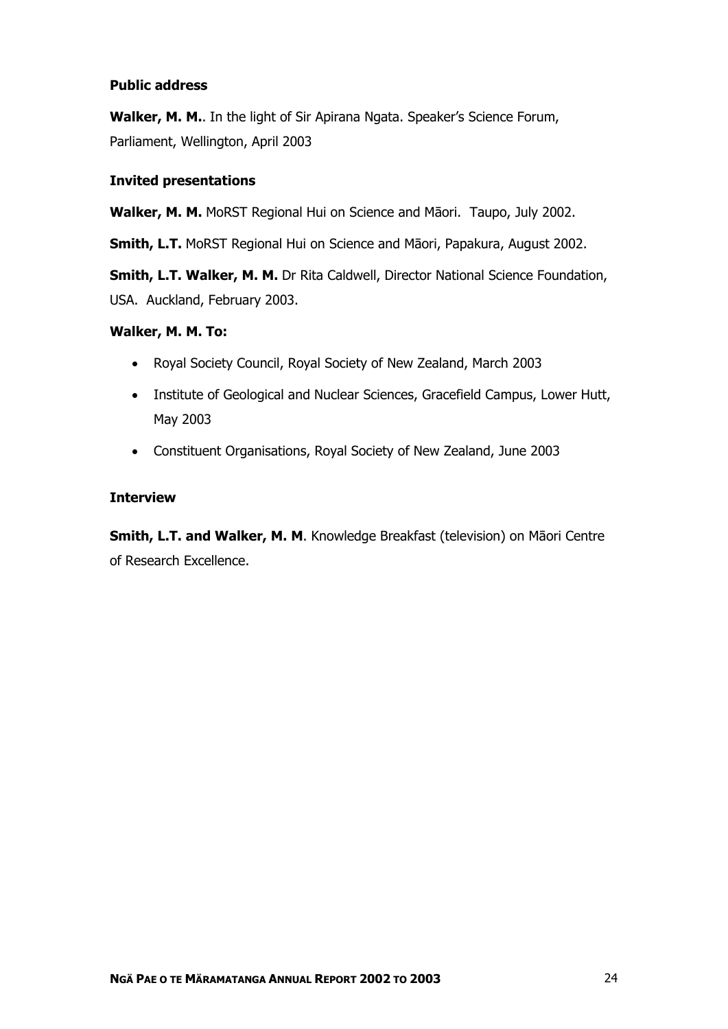**Public address**

**Walker, M. M.**. In the light of Sir Apirana Ngata. Speaker's Science Forum, Parliament, Wellington, April 2003

**Invited presentations**

**Walker, M. M.** MoRST Regional Hui on Science and Māori. Taupo, July 2002.

**Smith, L.T.** MoRST Regional Hui on Science and Māori, Papakura, August 2002.

**Smith, L.T. Walker, M. M.** Dr Rita Caldwell, Director National Science Foundation, USA. Auckland, February 2003.

**Walker, M. M. To:**

- Royal Society Council, Royal Society of New Zealand, March 2003
- Institute of Geological and Nuclear Sciences, Gracefield Campus, Lower Hutt, May 2003
- Constituent Organisations, Royal Society of New Zealand, June 2003

**Interview**

**Smith, L.T. and Walker, M. M**. Knowledge Breakfast (television) on Māori Centre of Research Excellence.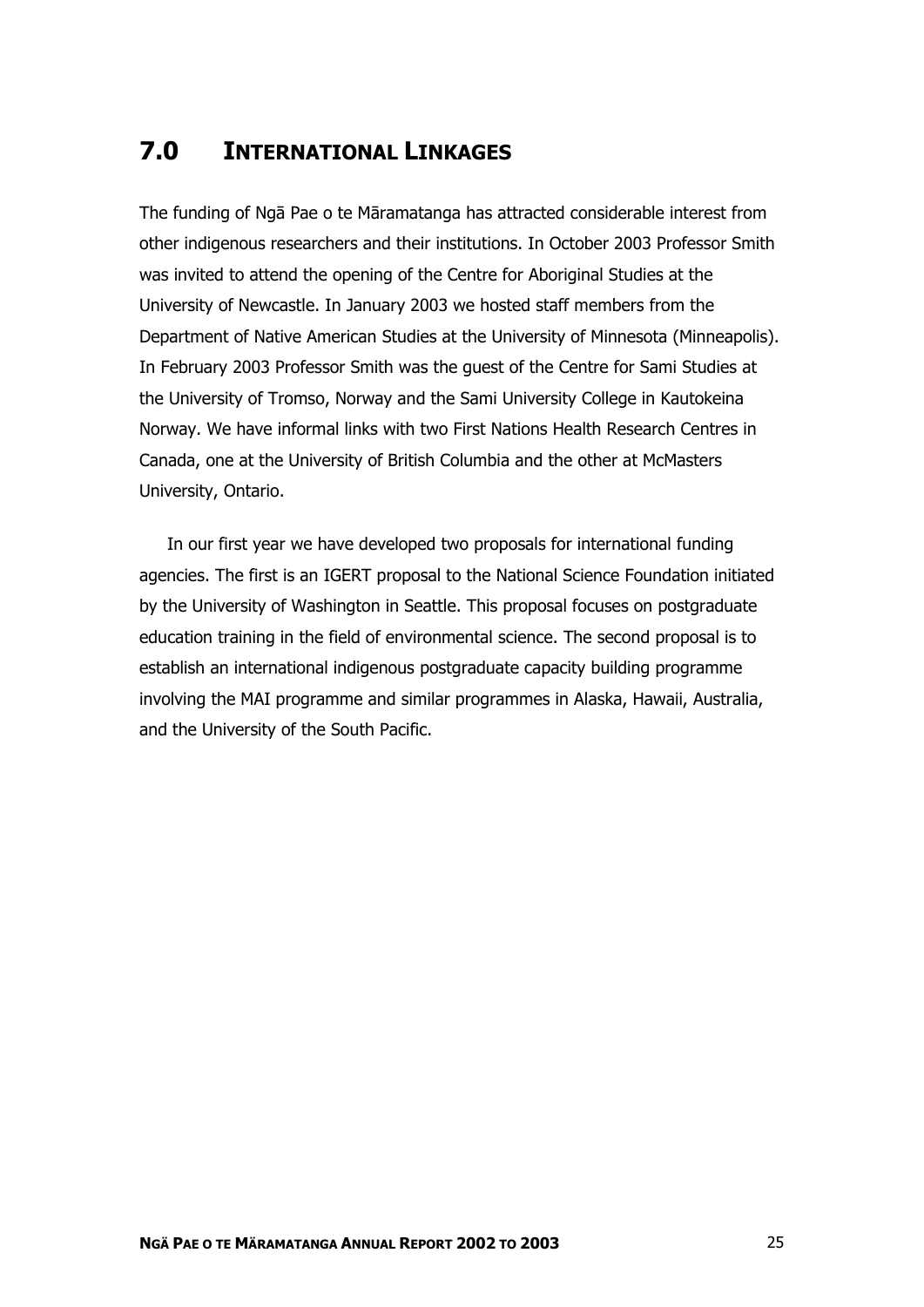# 7.0 INTERNATIONAL LINKAGES

The funding of Ngā Pae o te Māramatanga has attracted considerable interest from other indigenous researchers and their institutions. In October 2003 Professor Smith was invited to attend the opening of the Centre for Aboriginal Studies at the University of Newcastle. In January 2003 we hosted staff members from the Department of Native American Studies at the University of Minnesota (Minneapolis). In February 2003 Professor Smith was the guest of the Centre for Sami Studies at the University of Tromso, Norway and the Sami University College in Kautokeina Norway. We have informal links with two First Nations Health Research Centres in Canada, one at the University of British Columbia and the other at McMasters University, Ontario.

In our first year we have developed two proposals for international funding agencies. The first is an IGERT proposal to the National Science Foundation initiated by the University of Washington in Seattle. This proposal focuses on postgraduate education training in the field of environmental science. The second proposal is to establish an international indigenous postgraduate capacity building programme involving the MAI programme and similar programmes in Alaska, Hawaii, Australia, and the University of the South Pacific.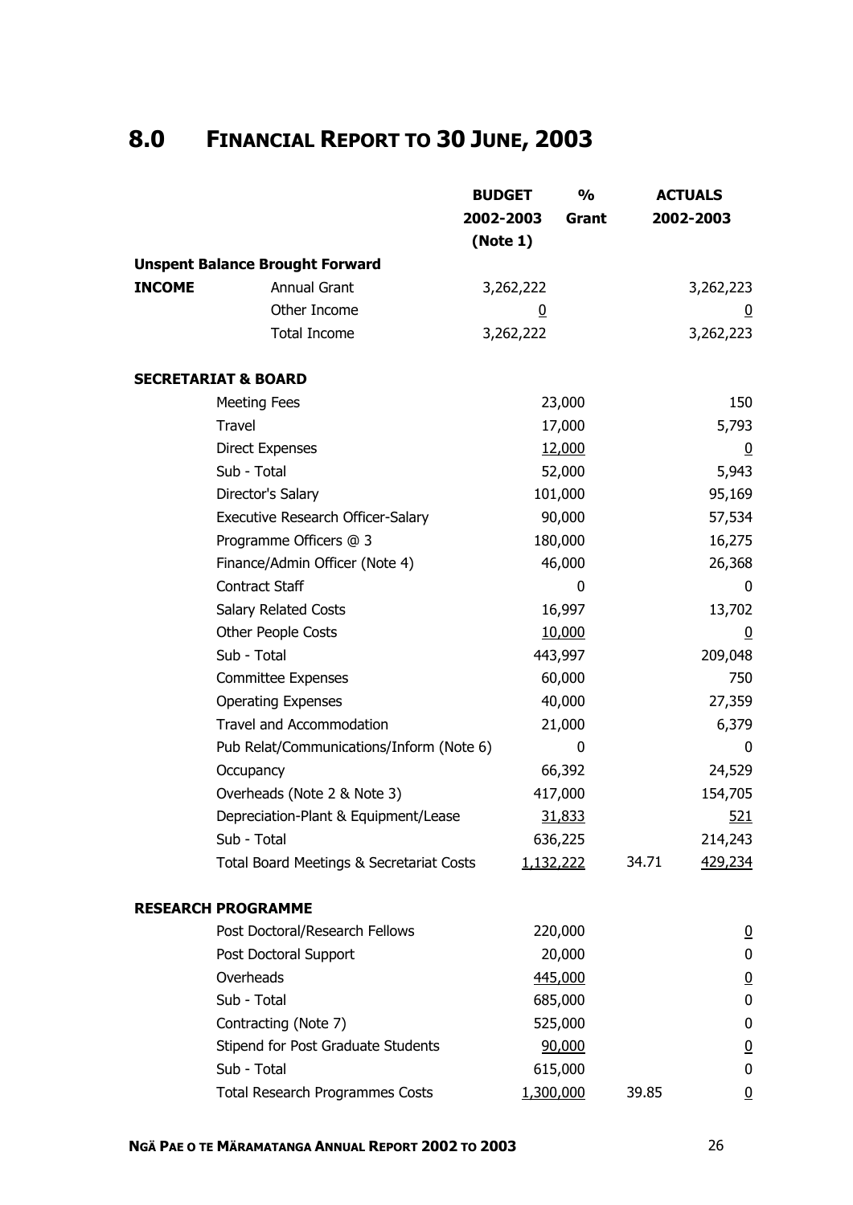# 8.0 FINANCIAL REPORT TO 30 JUNE, 2003

| | | BUDGET 2002-2003 (Note 1) | % Grant | ACTUALS 2002-2003 |
|---|---|---|---|---|
| **Unspent Balance Brought Forward** | | | | |
| **INCOME** | Annual Grant | 3,262,222 | | 3,262,223 |
| | Other Income | 0 | | 0 |
| | Total Income | 3,262,222 | | 3,262,223 |
| **SECRETARIAT & BOARD** | | | | |
| | Meeting Fees | 23,000 | | 150 |
| | Travel | 17,000 | | 5,793 |
| | Direct Expenses | 12,000 | | 0 |
| | Sub - Total | 52,000 | | 5,943 |
| | Director's Salary | 101,000 | | 95,169 |
| | Executive Research Officer-Salary | 90,000 | | 57,534 |
| | Programme Officers @ 3 | 180,000 | | 16,275 |
| | Finance/Admin Officer (Note 4) | 46,000 | | 26,368 |
| | Contract Staff | 0 | | 0 |
| | Salary Related Costs | 16,997 | | 13,702 |
| | Other People Costs | 10,000 | | 0 |
| | Sub - Total | 443,997 | | 209,048 |
| | Committee Expenses | 60,000 | | 750 |
| | Operating Expenses | 40,000 | | 27,359 |
| | Travel and Accommodation | 21,000 | | 6,379 |
| | Pub Relat/Communications/Inform (Note 6) | 0 | | 0 |
| | Occupancy | 66,392 | | 24,529 |
| | Overheads (Note 2 & Note 3) | 417,000 | | 154,705 |
| | Depreciation-Plant & Equipment/Lease | 31,833 | | 521 |
| | Sub - Total | 636,225 | | 214,243 |
| | Total Board Meetings & Secretariat Costs | 1,132,222 | 34.71 | 429,234 |
| **RESEARCH PROGRAMME** | | | | |
| | Post Doctoral/Research Fellows | 220,000 | | 0 |
| | Post Doctoral Support | 20,000 | | 0 |
| | Overheads | 445,000 | | 0 |
| | Sub - Total | 685,000 | | 0 |
| | Contracting (Note 7) | 525,000 | | 0 |
| | Stipend for Post Graduate Students | 90,000 | | 0 |
| | Sub - Total | 615,000 | | 0 |
| | Total Research Programmes Costs | 1,300,000 | 39.85 | 0 |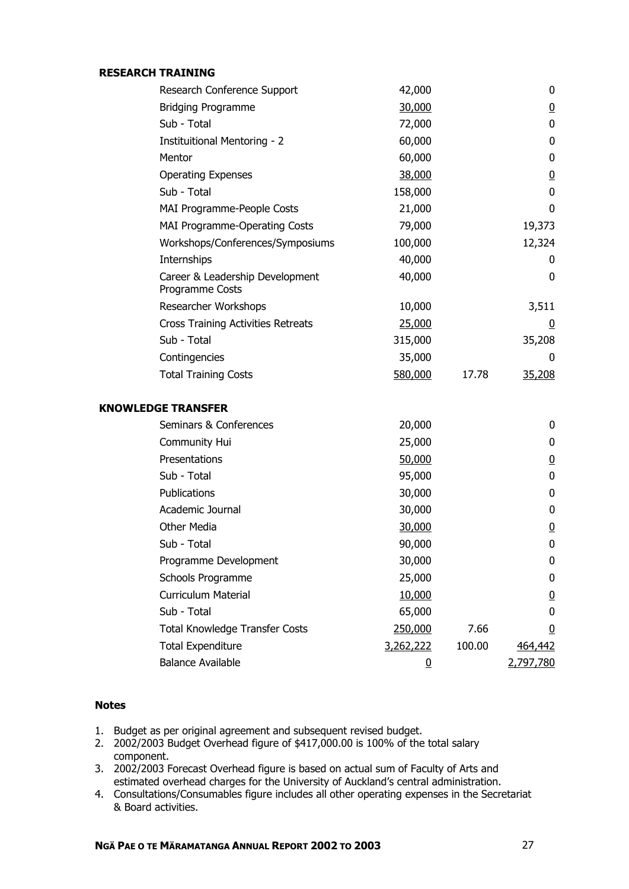| | | | |
|---|---|---|---|
| **RESEARCH TRAINING** | | | |
| Research Conference Support | 42,000 | | 0 |
| Bridging Programme | 30,000 | | 0 |
| Sub - Total | 72,000 | | 0 |
| Instituitional Mentoring - 2 | 60,000 | | 0 |
| Mentor | 60,000 | | 0 |
| Operating Expenses | 38,000 | | 0 |
| Sub - Total | 158,000 | | 0 |
| MAI Programme-People Costs | 21,000 | | 0 |
| MAI Programme-Operating Costs | 79,000 | | 19,373 |
| Workshops/Conferences/Symposiums | 100,000 | | 12,324 |
| Internships | 40,000 | | 0 |
| Career & Leadership Development Programme Costs | 40,000 | | 0 |
| Researcher Workshops | 10,000 | | 3,511 |
| Cross Training Activities Retreats | 25,000 | | 0 |
| Sub - Total | 315,000 | | 35,208 |
| Contingencies | 35,000 | | 0 |
| Total Training Costs | 580,000 | 17.78 | 35,208 |
| **KNOWLEDGE TRANSFER** | | | |
| Seminars & Conferences | 20,000 | | 0 |
| Community Hui | 25,000 | | 0 |
| Presentations | 50,000 | | 0 |
| Sub - Total | 95,000 | | 0 |
| Publications | 30,000 | | 0 |
| Academic Journal | 30,000 | | 0 |
| Other Media | 30,000 | | 0 |
| Sub - Total | 90,000 | | 0 |
| Programme Development | 30,000 | | 0 |
| Schools Programme | 25,000 | | 0 |
| Curriculum Material | 10,000 | | 0 |
| Sub - Total | 65,000 | | 0 |
| Total Knowledge Transfer Costs | 250,000 | 7.66 | 0 |
| Total Expenditure | 3,262,222 | 100.00 | 464,442 |
| Balance Available | 0 | | 2,797,780 |

**Notes**

1. Budget as per original agreement and subsequent revised budget.
2. 2002/2003 Budget Overhead figure of $417,000.00 is 100% of the total salary component.
3. 2002/2003 Forecast Overhead figure is based on actual sum of Faculty of Arts and estimated overhead charges for the University of Auckland's central administration.
4. Consultations/Consumables figure includes all other operating expenses in the Secretariat & Board activities.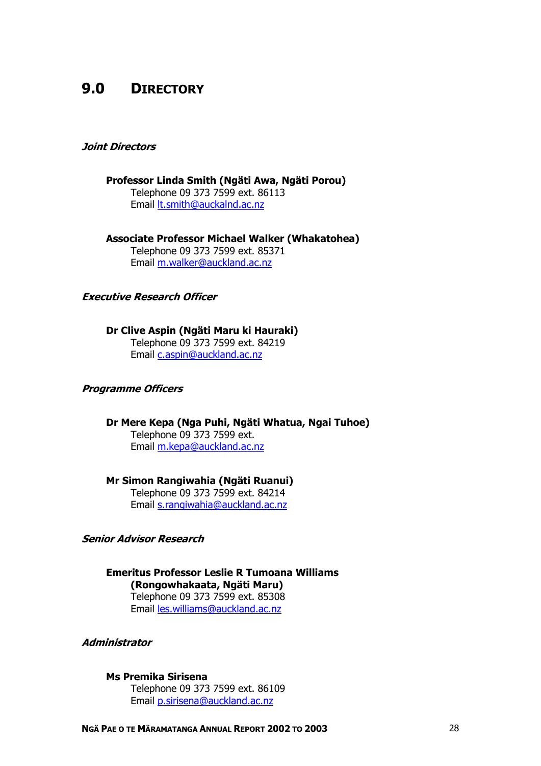# 9.0 DIRECTORY

***Joint Directors***

**Professor Linda Smith (Ngäti Awa, Ngäti Porou)**
Telephone 09 373 7599 ext. 86113
Email lt.smith@auckalnd.ac.nz

**Associate Professor Michael Walker (Whakatohea)**
Telephone 09 373 7599 ext. 85371
Email m.walker@auckland.ac.nz

***Executive Research Officer***

**Dr Clive Aspin (Ngäti Maru ki Hauraki)**
Telephone 09 373 7599 ext. 84219
Email c.aspin@auckland.ac.nz

***Programme Officers***

**Dr Mere Kepa (Nga Puhi, Ngäti Whatua, Ngai Tuhoe)**
Telephone 09 373 7599 ext.
Email m.kepa@auckland.ac.nz

**Mr Simon Rangiwahia (Ngäti Ruanui)**
Telephone 09 373 7599 ext. 84214
Email s.rangiwahia@auckland.ac.nz

***Senior Advisor Research***

**Emeritus Professor Leslie R Tumoana Williams (Rongowhakaata, Ngäti Maru)**
Telephone 09 373 7599 ext. 85308
Email les.williams@auckland.ac.nz

***Administrator***

**Ms Premika Sirisena**
Telephone 09 373 7599 ext. 86109
Email p.sirisena@auckland.ac.nz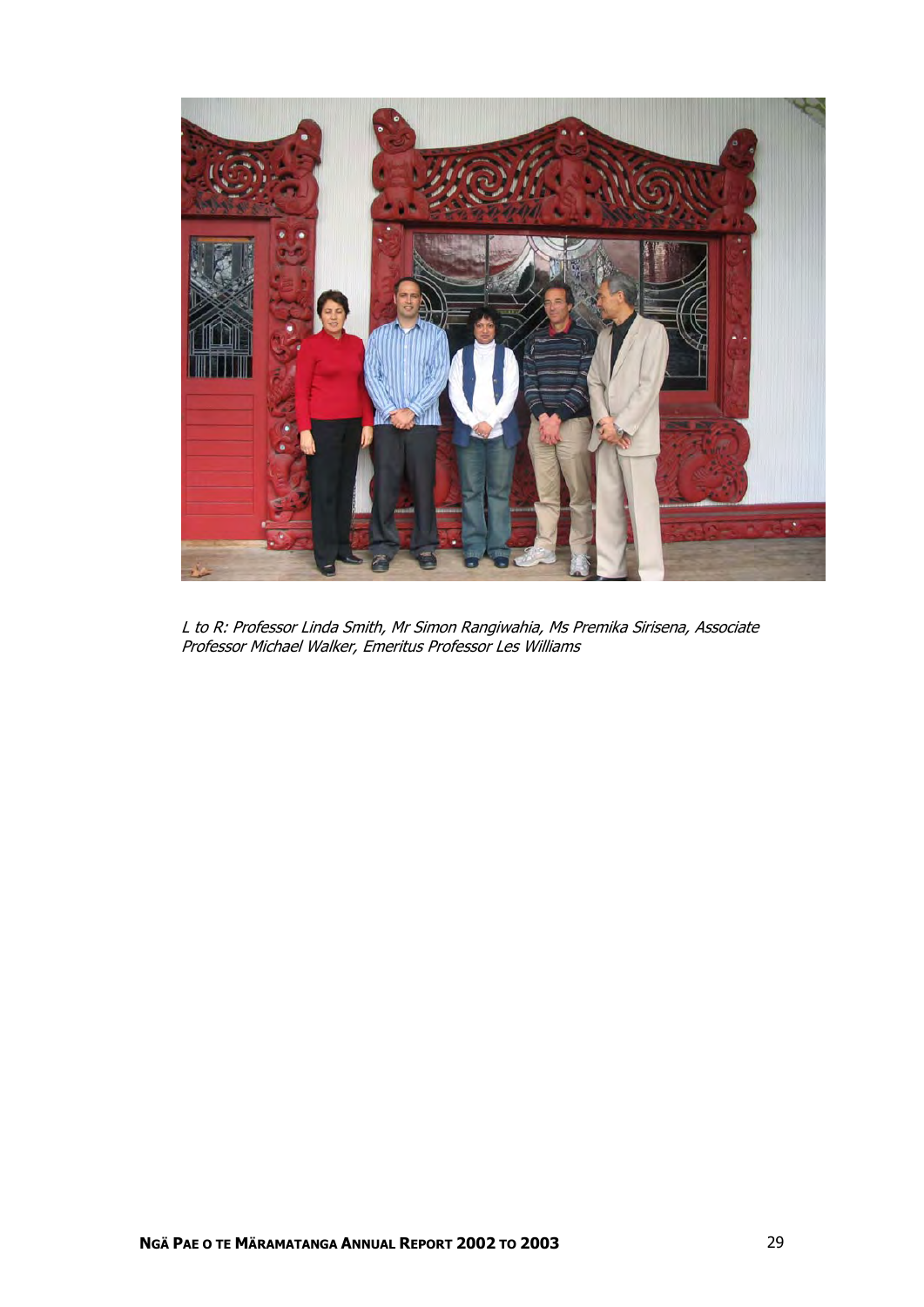*L to R: Professor Linda Smith, Mr Simon Rangiwahia, Ms Premika Sirisena, Associate Professor Michael Walker, Emeritus Professor Les Williams*